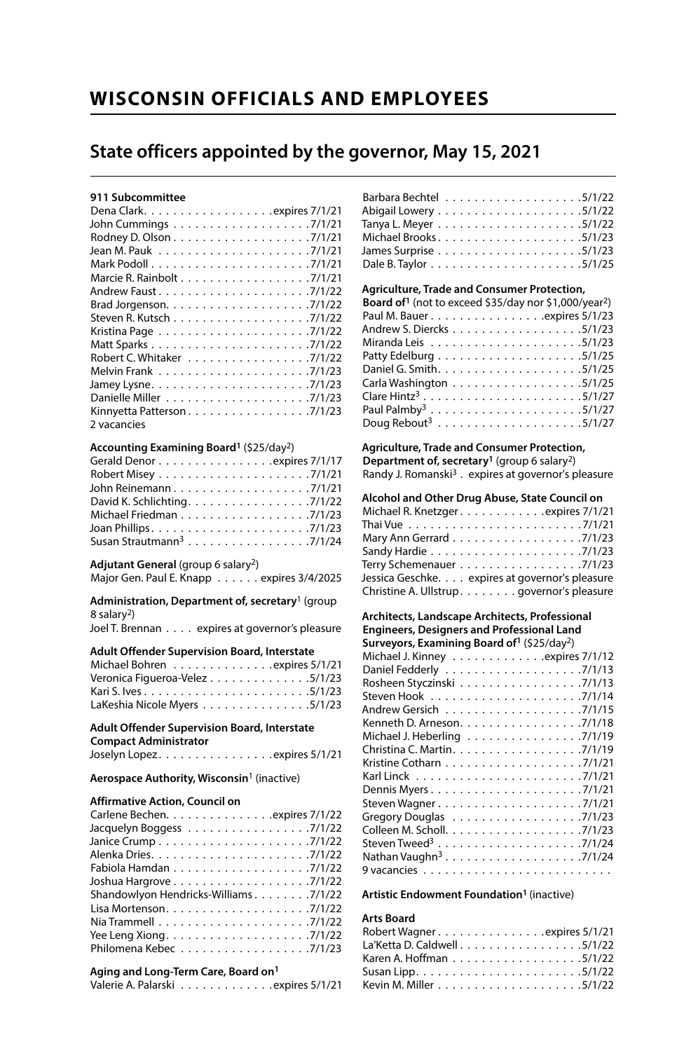# WISCONSIN OFFICIALS AND EMPLOYEES

## State officers appointed by the governor, May 15, 2021

**911 Subcommittee**

Dena Clark . . . . . . . . . . . . . . . . . . expires 7/1/21
John Cummings . . . . . . . . . . . . . . . . . . 7/1/21
Rodney D. Olson . . . . . . . . . . . . . . . . . . 7/1/21
Jean M. Pauk . . . . . . . . . . . . . . . . . . 7/1/21
Mark Podoll . . . . . . . . . . . . . . . . . . 7/1/21
Marcie R. Rainbolt . . . . . . . . . . . . . . . . . . 7/1/21
Andrew Faust . . . . . . . . . . . . . . . . . . 7/1/22
Brad Jorgenson . . . . . . . . . . . . . . . . . . 7/1/22
Steven R. Kutsch . . . . . . . . . . . . . . . . . . 7/1/22
Kristina Page . . . . . . . . . . . . . . . . . . 7/1/22
Matt Sparks . . . . . . . . . . . . . . . . . . 7/1/22
Robert C. Whitaker . . . . . . . . . . . . . . . . . . 7/1/22
Melvin Frank . . . . . . . . . . . . . . . . . . 7/1/23
Jamey Lysne . . . . . . . . . . . . . . . . . . 7/1/23
Danielle Miller . . . . . . . . . . . . . . . . . . 7/1/23
Kinnyetta Patterson . . . . . . . . . . . . . . . . . . 7/1/23
2 vacancies

**Accounting Examining Board**[1] ($25/day[2])

Gerald Denor . . . . . . . . . . . . . . . . . . expires 7/1/17
Robert Misey . . . . . . . . . . . . . . . . . . 7/1/21
John Reinemann . . . . . . . . . . . . . . . . . . 7/1/21
David K. Schlichting . . . . . . . . . . . . . . . . . . 7/1/22
Michael Friedman . . . . . . . . . . . . . . . . . . 7/1/23
Joan Phillips . . . . . . . . . . . . . . . . . . 7/1/23
Susan Strautmann[3] . . . . . . . . . . . . . . . . . . 7/1/24

**Adjutant General** (group 6 salary[2])

Major Gen. Paul E. Knapp . . . . . . expires 3/4/2025

**Administration, Department of, secretary**[1] (group 8 salary[2])

Joel T. Brennan . . . . expires at governor's pleasure

**Adult Offender Supervision Board, Interstate**

Michael Bohren . . . . . . . . . . . . . . expires 5/1/21
Veronica Figueroa-Velez . . . . . . . . . . . . . . 5/1/23
Kari S. Ives . . . . . . . . . . . . . . . . . . 5/1/23
LaKeshia Nicole Myers . . . . . . . . . . . . . . 5/1/23

**Adult Offender Supervision Board, Interstate Compact Administrator**

Joselyn Lopez . . . . . . . . . . . . . . . . expires 5/1/21

**Aerospace Authority, Wisconsin**[1] (inactive)

**Affirmative Action, Council on**

Carlene Bechen . . . . . . . . . . . . . . expires 7/1/22
Jacquelyn Boggess . . . . . . . . . . . . . . . . 7/1/22
Janice Crump . . . . . . . . . . . . . . . . . . 7/1/22
Alenka Dries . . . . . . . . . . . . . . . . . . 7/1/22
Fabiola Hamdan . . . . . . . . . . . . . . . . . . 7/1/22
Joshua Hargrove . . . . . . . . . . . . . . . . . . 7/1/22
Shandowlyon Hendricks-Williams . . . . . . . . 7/1/22
Lisa Mortenson . . . . . . . . . . . . . . . . . . 7/1/22
Nia Trammell . . . . . . . . . . . . . . . . . . 7/1/22
Yee Leng Xiong . . . . . . . . . . . . . . . . . . 7/1/22
Philomena Kebec . . . . . . . . . . . . . . . . . . 7/1/23

**Aging and Long-Term Care, Board on**[1]

Valerie A. Palarski . . . . . . . . . . . . . expires 5/1/21
Barbara Bechtel . . . . . . . . . . . . . . . . . . 5/1/22
Abigail Lowery . . . . . . . . . . . . . . . . . . 5/1/22
Tanya L. Meyer . . . . . . . . . . . . . . . . . . 5/1/22
Michael Brooks . . . . . . . . . . . . . . . . . . 5/1/23
James Surprise . . . . . . . . . . . . . . . . . . 5/1/23
Dale B. Taylor . . . . . . . . . . . . . . . . . . 5/1/25

**Agriculture, Trade and Consumer Protection, Board of**[1] (not to exceed $35/day nor $1,000/year[2])

Paul M. Bauer . . . . . . . . . . . . . . . . expires 5/1/23
Andrew S. Diercks . . . . . . . . . . . . . . . . . . 5/1/23
Miranda Leis . . . . . . . . . . . . . . . . . . 5/1/23
Patty Edelburg . . . . . . . . . . . . . . . . . . 5/1/25
Daniel G. Smith . . . . . . . . . . . . . . . . . . 5/1/25
Carla Washington . . . . . . . . . . . . . . . . . . 5/1/25
Clare Hintz[3] . . . . . . . . . . . . . . . . . . 5/1/27
Paul Palmby[3] . . . . . . . . . . . . . . . . . . 5/1/27
Doug Rebout[3] . . . . . . . . . . . . . . . . . . 5/1/27

**Agriculture, Trade and Consumer Protection, Department of, secretary**[1] (group 6 salary[2])

Randy J. Romanski[3] . expires at governor's pleasure

**Alcohol and Other Drug Abuse, State Council on**

Michael R. Knetzger . . . . . . . . . . . . expires 7/1/21
Thai Vue . . . . . . . . . . . . . . . . . . 7/1/21
Mary Ann Gerrard . . . . . . . . . . . . . . . . . . 7/1/23
Sandy Hardie . . . . . . . . . . . . . . . . . . 7/1/23
Terry Schemenauer . . . . . . . . . . . . . . . . . . 7/1/23
Jessica Geschke. . . . expires at governor's pleasure
Christine A. Ullstrup . . . . . . . . governor's pleasure

**Architects, Landscape Architects, Professional Engineers, Designers and Professional Land Surveyors, Examining Board of**[1] ($25/day[2])

Michael J. Kinney . . . . . . . . . . . . . expires 7/1/12
Daniel Fedderly . . . . . . . . . . . . . . . . . . 7/1/13
Rosheen Styczinski . . . . . . . . . . . . . . . . . . 7/1/13
Steven Hook . . . . . . . . . . . . . . . . . . 7/1/14
Andrew Gersich . . . . . . . . . . . . . . . . . . 7/1/15
Kenneth D. Arneson . . . . . . . . . . . . . . . . . . 7/1/18
Michael J. Heberling . . . . . . . . . . . . . . . . . . 7/1/19
Christina C. Martin . . . . . . . . . . . . . . . . . . 7/1/19
Kristine Cotharn . . . . . . . . . . . . . . . . . . 7/1/21
Karl Linck . . . . . . . . . . . . . . . . . . 7/1/21
Dennis Myers . . . . . . . . . . . . . . . . . . 7/1/21
Steven Wagner . . . . . . . . . . . . . . . . . . 7/1/21
Gregory Douglas . . . . . . . . . . . . . . . . . . 7/1/23
Colleen M. Scholl . . . . . . . . . . . . . . . . . . 7/1/23
Steven Tweed[3] . . . . . . . . . . . . . . . . . . 7/1/24
Nathan Vaughn[3] . . . . . . . . . . . . . . . . . . 7/1/24
9 vacancies . . . . . . . . . . . . . . . . . . . . . . .

**Artistic Endowment Foundation**[1] (inactive)

**Arts Board**

Robert Wagner . . . . . . . . . . . . . . . expires 5/1/21
La'Ketta D. Caldwell . . . . . . . . . . . . . . . . . . 5/1/22
Karen A. Hoffman . . . . . . . . . . . . . . . . . . 5/1/22
Susan Lipp . . . . . . . . . . . . . . . . . . 5/1/22
Kevin M. Miller . . . . . . . . . . . . . . . . . . 5/1/22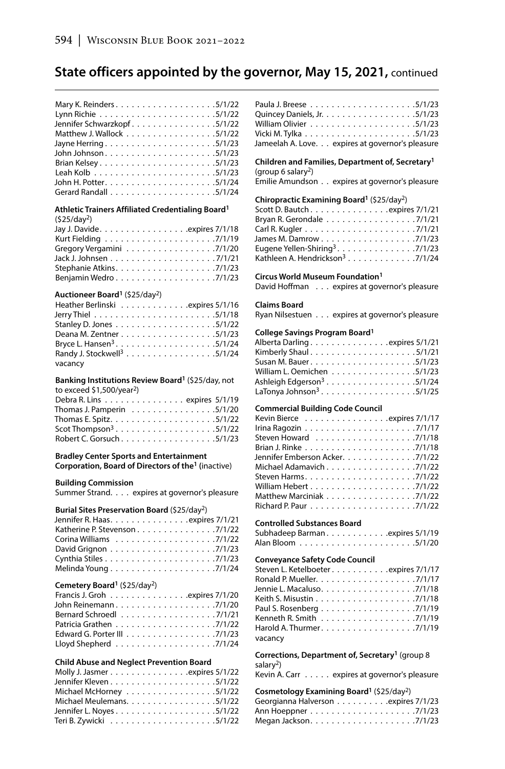## State officers appointed by the governor, May 15, 2021, continued

Mary K. Reinders . . . . . . . . . . . . . . . . . . 5/1/22
Lynn Richie . . . . . . . . . . . . . . . . . . . . . . 5/1/22
Jennifer Schwarzkopf . . . . . . . . . . . . . . . . 5/1/22
Matthew J. Wallock . . . . . . . . . . . . . . . . . 5/1/22
Jayne Herring . . . . . . . . . . . . . . . . . . . . . 5/1/23
John Johnson . . . . . . . . . . . . . . . . . . . . . 5/1/23
Brian Kelsey . . . . . . . . . . . . . . . . . . . . . . 5/1/23
Leah Kolb . . . . . . . . . . . . . . . . . . . . . . . 5/1/23
John H. Potter . . . . . . . . . . . . . . . . . . . . 5/1/24
Gerard Randall . . . . . . . . . . . . . . . . . . . . 5/1/24

**Athletic Trainers Affiliated Credentialing Board**[1] ($25/day[2])
Jay J. Davide . . . . . . . . . . . . . . . . expires 7/1/18
Kurt Fielding . . . . . . . . . . . . . . . . . . . . 7/1/19
Gregory Vergamini . . . . . . . . . . . . . . . . . 7/1/20
Jack J. Johnsen . . . . . . . . . . . . . . . . . . . 7/1/21
Stephanie Atkins . . . . . . . . . . . . . . . . . . 7/1/23
Benjamin Wedro . . . . . . . . . . . . . . . . . . 7/1/23

**Auctioneer Board**[1] ($25/day[2])
Heather Berlinski . . . . . . . . . . . . expires 5/1/16
Jerry Thiel . . . . . . . . . . . . . . . . . . . . . . 5/1/18
Stanley D. Jones . . . . . . . . . . . . . . . . . . 5/1/22
Deana M. Zentner . . . . . . . . . . . . . . . . . 5/1/23
Bryce L. Hansen[3] . . . . . . . . . . . . . . . . . 5/1/24
Randy J. Stockwell[3] . . . . . . . . . . . . . . . . 5/1/24
vacancy

**Banking Institutions Review Board**[1] ($25/day, not to exceed $1,500/year[2])
Debra R. Lins . . . . . . . . . . . . . . . expires 5/1/19
Thomas J. Pamperin . . . . . . . . . . . . . . . 5/1/20
Thomas E. Spitz . . . . . . . . . . . . . . . . . . . 5/1/22
Scot Thompson[3] . . . . . . . . . . . . . . . . . . 5/1/22
Robert C. Gorsuch . . . . . . . . . . . . . . . . . 5/1/23

**Bradley Center Sports and Entertainment Corporation, Board of Directors of the**[1] (inactive)

**Building Commission**
Summer Strand. . . . expires at governor's pleasure

**Burial Sites Preservation Board** ($25/day[2])
Jennifer R. Haas . . . . . . . . . . . . . . expires 7/1/21
Katherine P. Stevenson . . . . . . . . . . . . . . 7/1/22
Corina Williams . . . . . . . . . . . . . . . . . . . 7/1/22
David Grignon . . . . . . . . . . . . . . . . . . . . 7/1/23
Cynthia Stiles . . . . . . . . . . . . . . . . . . . . 7/1/23
Melinda Young . . . . . . . . . . . . . . . . . . . . 7/1/24

**Cemetery Board**[1] ($25/day[2])
Francis J. Groh . . . . . . . . . . . . . . expires 7/1/20
John Reinemann . . . . . . . . . . . . . . . . . . 7/1/20
Bernard Schroedl . . . . . . . . . . . . . . . . . . 7/1/21
Patricia Grathen . . . . . . . . . . . . . . . . . . 7/1/22
Edward G. Porter III . . . . . . . . . . . . . . . . 7/1/23
Lloyd Shepherd . . . . . . . . . . . . . . . . . . . 7/1/24

**Child Abuse and Neglect Prevention Board**
Molly J. Jasmer . . . . . . . . . . . . . . expires 5/1/22
Jennifer Kleven . . . . . . . . . . . . . . . . . . . 5/1/22
Michael McHorney . . . . . . . . . . . . . . . . . 5/1/22
Michael Meulemans . . . . . . . . . . . . . . . . 5/1/22
Jennifer L. Noyes . . . . . . . . . . . . . . . . . . 5/1/22
Teri B. Zywicki . . . . . . . . . . . . . . . . . . . 5/1/22
Paula J. Breese . . . . . . . . . . . . . . . . . . . 5/1/23
Quincey Daniels, Jr. . . . . . . . . . . . . . . . . 5/1/23
William Olivier . . . . . . . . . . . . . . . . . . . 5/1/23
Vicki M. Tylka . . . . . . . . . . . . . . . . . . . . 5/1/23
Jameelah A. Love. . . expires at governor's pleasure

**Children and Families, Department of, Secretary**[1] (group 6 salary[2])
Emilie Amundson . . expires at governor's pleasure

**Chiropractic Examining Board**[1] ($25/day[2])
Scott D. Bautch . . . . . . . . . . . . . . expires 7/1/21
Bryan R. Gerondale . . . . . . . . . . . . . . . . 7/1/21
Carl R. Kugler . . . . . . . . . . . . . . . . . . . . 7/1/21
James M. Damrow . . . . . . . . . . . . . . . . . 7/1/23
Eugene Yellen-Shiring[3] . . . . . . . . . . . . . . 7/1/23
Kathleen A. Hendrickson[3] . . . . . . . . . . . . 7/1/24

**Circus World Museum Foundation**[1]
David Hoffman . . . expires at governor's pleasure

**Claims Board**
Ryan Nilsestuen . . . expires at governor's pleasure

**College Savings Program Board**[1]
Alberta Darling . . . . . . . . . . . . . . expires 5/1/21
Kimberly Shaul . . . . . . . . . . . . . . . . . . . 5/1/21
Susan M. Bauer . . . . . . . . . . . . . . . . . . . 5/1/23
William L. Oemichen . . . . . . . . . . . . . . . 5/1/23
Ashleigh Edgerson[3] . . . . . . . . . . . . . . . . 5/1/24
LaTonya Johnson[3] . . . . . . . . . . . . . . . . . 5/1/25

**Commercial Building Code Council**
Kevin Bierce . . . . . . . . . . . . . . . expires 7/1/17
Irina Ragozin . . . . . . . . . . . . . . . . . . . . 7/1/17
Steven Howard . . . . . . . . . . . . . . . . . . . 7/1/18
Brian J. Rinke . . . . . . . . . . . . . . . . . . . . 7/1/18
Jennifer Emberson Acker. . . . . . . . . . . . . 7/1/22
Michael Adamavich . . . . . . . . . . . . . . . . 7/1/22
Steven Harms . . . . . . . . . . . . . . . . . . . . 7/1/22
William Hebert . . . . . . . . . . . . . . . . . . . 7/1/22
Matthew Marciniak . . . . . . . . . . . . . . . . 7/1/22
Richard P. Paur . . . . . . . . . . . . . . . . . . . 7/1/22

**Controlled Substances Board**
Subhadeep Barman . . . . . . . . . . . expires 5/1/19
Alan Bloom . . . . . . . . . . . . . . . . . . . . . 5/1/20

**Conveyance Safety Code Council**
Steven L. Ketelboeter . . . . . . . . . . expires 7/1/17
Ronald P. Mueller. . . . . . . . . . . . . . . . . . 7/1/17
Jennie L. Macaluso. . . . . . . . . . . . . . . . . 7/1/18
Keith S. Misustin . . . . . . . . . . . . . . . . . . 7/1/18
Paul S. Rosenberg . . . . . . . . . . . . . . . . . 7/1/19
Kenneth R. Smith . . . . . . . . . . . . . . . . . 7/1/19
Harold A. Thurmer. . . . . . . . . . . . . . . . . 7/1/19
vacancy

**Corrections, Department of, Secretary**[1] (group 8 salary[2])
Kevin A. Carr . . . . . expires at governor's pleasure

**Cosmetology Examining Board**[1] ($25/day[2])
Georgianna Halverson . . . . . . . . . expires 7/1/23
Ann Hoeppner . . . . . . . . . . . . . . . . . . . . 7/1/23
Megan Jackson. . . . . . . . . . . . . . . . . . . . 7/1/23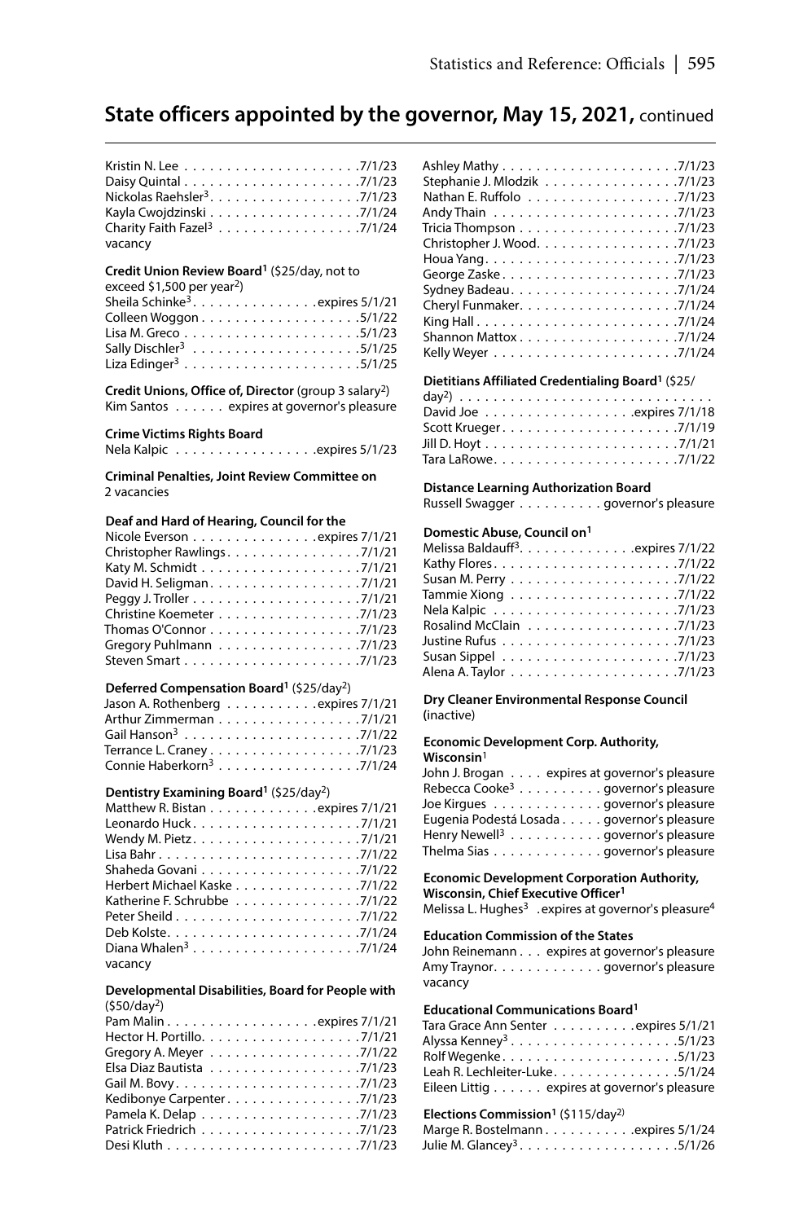## State officers appointed by the governor, May 15, 2021, continued

Kristin N. Lee . . . . . . . . . . . . . . . . . . . . .7/1/23
Daisy Quintal . . . . . . . . . . . . . . . . . . . . .7/1/23
Nickolas Raehsler[3] . . . . . . . . . . . . . . . . . .7/1/23
Kayla Cwojdzinski . . . . . . . . . . . . . . . . . .7/1/24
Charity Faith Fazel[3] . . . . . . . . . . . . . . . . .7/1/24
vacancy

**Credit Union Review Board[1]** ($25/day, not to exceed $1,500 per year[2])
Sheila Schinke[3] . . . . . . . . . . . . . . .expires 5/1/21
Colleen Woggon . . . . . . . . . . . . . . . . . . .5/1/22
Lisa M. Greco . . . . . . . . . . . . . . . . . . . . .5/1/23
Sally Dischler[3] . . . . . . . . . . . . . . . . . . . .5/1/25
Liza Edinger[3] . . . . . . . . . . . . . . . . . . . . .5/1/25

**Credit Unions, Office of, Director** (group 3 salary[2])
Kim Santos . . . . . . expires at governor's pleasure

**Crime Victims Rights Board**
Nela Kalpic . . . . . . . . . . . . . . . . .expires 5/1/23

**Criminal Penalties, Joint Review Committee on**
2 vacancies

**Deaf and Hard of Hearing, Council for the**
Nicole Everson . . . . . . . . . . . . . . .expires 7/1/21
Christopher Rawlings . . . . . . . . . . . . . . . .7/1/21
Katy M. Schmidt . . . . . . . . . . . . . . . . . . .7/1/21
David H. Seligman . . . . . . . . . . . . . . . . . .7/1/21
Peggy J. Troller . . . . . . . . . . . . . . . . . . . .7/1/21
Christine Koemeter . . . . . . . . . . . . . . . . .7/1/23
Thomas O'Connor . . . . . . . . . . . . . . . . . .7/1/23
Gregory Puhlmann . . . . . . . . . . . . . . . . .7/1/23
Steven Smart . . . . . . . . . . . . . . . . . . . . .7/1/23

**Deferred Compensation Board[1]** ($25/day[2])
Jason A. Rothenberg . . . . . . . . . . .expires 7/1/21
Arthur Zimmerman . . . . . . . . . . . . . . . . .7/1/21
Gail Hanson[3] . . . . . . . . . . . . . . . . . . . . .7/1/22
Terrance L. Craney . . . . . . . . . . . . . . . . . .7/1/23
Connie Haberkorn[3] . . . . . . . . . . . . . . . . .7/1/24

**Dentistry Examining Board[1]** ($25/day[2])
Matthew R. Bistan . . . . . . . . . . . . .expires 7/1/21
Leonardo Huck . . . . . . . . . . . . . . . . . . . .7/1/21
Wendy M. Pietz . . . . . . . . . . . . . . . . . . . .7/1/21
Lisa Bahr . . . . . . . . . . . . . . . . . . . . . . . .7/1/22
Shaheda Govani . . . . . . . . . . . . . . . . . . .7/1/22
Herbert Michael Kaske . . . . . . . . . . . . . . .7/1/22
Katherine F. Schrubbe . . . . . . . . . . . . . . .7/1/22
Peter Sheild . . . . . . . . . . . . . . . . . . . . . .7/1/22
Deb Kolste . . . . . . . . . . . . . . . . . . . . . . .7/1/24
Diana Whalen[3] . . . . . . . . . . . . . . . . . . . .7/1/24
vacancy

**Developmental Disabilities, Board for People with** ($50/day[2])
Pam Malin . . . . . . . . . . . . . . . . . .expires 7/1/21
Hector H. Portillo . . . . . . . . . . . . . . . . . . .7/1/21
Gregory A. Meyer . . . . . . . . . . . . . . . . . .7/1/22
Elsa Diaz Bautista . . . . . . . . . . . . . . . . . .7/1/23
Gail M. Bovy . . . . . . . . . . . . . . . . . . . . . .7/1/23
Kedibonye Carpenter . . . . . . . . . . . . . . . .7/1/23
Pamela K. Delap . . . . . . . . . . . . . . . . . . .7/1/23
Patrick Friedrich . . . . . . . . . . . . . . . . . . .7/1/23
Desi Kluth . . . . . . . . . . . . . . . . . . . . . . .7/1/23
Ashley Mathy . . . . . . . . . . . . . . . . . . . . .7/1/23
Stephanie J. Mlodzik . . . . . . . . . . . . . . . .7/1/23
Nathan E. Ruffolo . . . . . . . . . . . . . . . . . .7/1/23
Andy Thain . . . . . . . . . . . . . . . . . . . . . .7/1/23
Tricia Thompson . . . . . . . . . . . . . . . . . . .7/1/23
Christopher J. Wood . . . . . . . . . . . . . . . . .7/1/23
Houa Yang . . . . . . . . . . . . . . . . . . . . . . .7/1/23
George Zaske . . . . . . . . . . . . . . . . . . . . .7/1/23
Sydney Badeau . . . . . . . . . . . . . . . . . . . .7/1/24
Cheryl Funmaker . . . . . . . . . . . . . . . . . . .7/1/24
King Hall . . . . . . . . . . . . . . . . . . . . . . . .7/1/24
Shannon Mattox . . . . . . . . . . . . . . . . . . .7/1/24
Kelly Weyer . . . . . . . . . . . . . . . . . . . . . .7/1/24

**Dietitians Affiliated Credentialing Board[1]** ($25/day[2]) . . . . . . . . . . . . . . . . . . . . . . . . . . . . .
David Joe . . . . . . . . . . . . . . . . . .expires 7/1/18
Scott Krueger . . . . . . . . . . . . . . . . . . . . .7/1/19
Jill D. Hoyt . . . . . . . . . . . . . . . . . . . . . . .7/1/21
Tara LaRowe . . . . . . . . . . . . . . . . . . . . . .7/1/22

**Distance Learning Authorization Board**
Russell Swagger . . . . . . . . . . governor's pleasure

**Domestic Abuse, Council on[1]**
Melissa Baldauff[3] . . . . . . . . . . . . . .expires 7/1/22
Kathy Flores . . . . . . . . . . . . . . . . . . . . . .7/1/22
Susan M. Perry . . . . . . . . . . . . . . . . . . . .7/1/22
Tammie Xiong . . . . . . . . . . . . . . . . . . . .7/1/22
Nela Kalpic . . . . . . . . . . . . . . . . . . . . . .7/1/23
Rosalind McClain . . . . . . . . . . . . . . . . . .7/1/23
Justine Rufus . . . . . . . . . . . . . . . . . . . . .7/1/23
Susan Sippel . . . . . . . . . . . . . . . . . . . . .7/1/23
Alena A. Taylor . . . . . . . . . . . . . . . . . . . .7/1/23

**Dry Cleaner Environmental Response Council** (inactive)

**Economic Development Corp. Authority, Wisconsin[1]**
John J. Brogan . . . . expires at governor's pleasure
Rebecca Cooke[3] . . . . . . . . . . governor's pleasure
Joe Kirgues . . . . . . . . . . . . . governor's pleasure
Eugenia Podestá Losada . . . . . governor's pleasure
Henry Newell[3] . . . . . . . . . . . governor's pleasure
Thelma Sias . . . . . . . . . . . . . governor's pleasure

**Economic Development Corporation Authority, Wisconsin, Chief Executive Officer[1]**
Melissa L. Hughes[3] . expires at governor's pleasure[4]

**Education Commission of the States**
John Reinemann . . . expires at governor's pleasure
Amy Traynor . . . . . . . . . . . . . governor's pleasure
vacancy

**Educational Communications Board[1]**
Tara Grace Ann Senter . . . . . . . . . .expires 5/1/21
Alyssa Kenney[3] . . . . . . . . . . . . . . . . . . . .5/1/23
Rolf Wegenke . . . . . . . . . . . . . . . . . . . . .5/1/23
Leah R. Lechleiter-Luke . . . . . . . . . . . . . . .5/1/24
Eileen Littig . . . . . . expires at governor's pleasure

**Elections Commission[1]** ($115/day[2])
Marge R. Bostelmann . . . . . . . . . . .expires 5/1/24
Julie M. Glancey[3] . . . . . . . . . . . . . . . . . . .5/1/26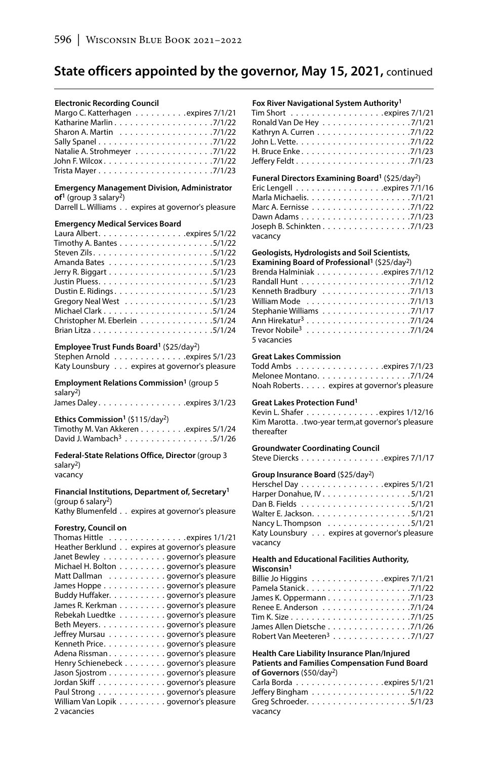## State officers appointed by the governor, May 15, 2021, continued

**Electronic Recording Council**
Margo C. Katterhagen . . . . . . . . . expires 7/1/21
Katharine Marlin . . . . . . . . . . . . . . . . . 7/1/22
Sharon A. Martin . . . . . . . . . . . . . . . . . 7/1/22
Sally Spanel . . . . . . . . . . . . . . . . . . . . 7/1/22
Natalie A. Strohmeyer . . . . . . . . . . . . . 7/1/22
John F. Wilcox . . . . . . . . . . . . . . . . . . . 7/1/22
Trista Mayer . . . . . . . . . . . . . . . . . . . . 7/1/23

**Emergency Management Division, Administrator of**[1] (group 3 salary[2])
Darrell L. Williams . . expires at governor's pleasure

**Emergency Medical Services Board**
Laura Albert . . . . . . . . . . . . . . . . expires 5/1/22
Timothy A. Bantes . . . . . . . . . . . . . . . . 5/1/22
Steven Zils . . . . . . . . . . . . . . . . . . . . . 5/1/22
Amanda Bates . . . . . . . . . . . . . . . . . . 5/1/23
Jerry R. Biggart . . . . . . . . . . . . . . . . . . 5/1/23
Justin Pluess . . . . . . . . . . . . . . . . . . . . 5/1/23
Dustin E. Ridings . . . . . . . . . . . . . . . . . 5/1/23
Gregory Neal West . . . . . . . . . . . . . . . 5/1/23
Michael Clark . . . . . . . . . . . . . . . . . . . 5/1/24
Christopher M. Eberlein . . . . . . . . . . . . 5/1/24
Brian Litza . . . . . . . . . . . . . . . . . . . . . 5/1/24

**Employee Trust Funds Board**[1] ($25/day[2])
Stephen Arnold . . . . . . . . . . . . . expires 5/1/23
Katy Lounsbury . . . expires at governor's pleasure

**Employment Relations Commission**[1] (group 5 salary[2])
James Daley . . . . . . . . . . . . . . . . expires 3/1/23

**Ethics Commission**[1] ($115/day[2])
Timothy M. Van Akkeren . . . . . . . . expires 5/1/24
David J. Wambach[3] . . . . . . . . . . . . . . . . 5/1/26

**Federal-State Relations Office, Director** (group 3 salary[2])
vacancy

**Financial Institutions, Department of, Secretary**[1] (group 6 salary[2])
Kathy Blumenfeld . . expires at governor's pleasure

**Forestry, Council on**
Thomas Hittle . . . . . . . . . . . . . . expires 1/1/21
Heather Berklund . . expires at governor's pleasure
Janet Bewley . . . . . . . . . . . . governor's pleasure
Michael H. Bolton . . . . . . . . . governor's pleasure
Matt Dallman . . . . . . . . . . . governor's pleasure
James Hoppe . . . . . . . . . . . governor's pleasure
Buddy Huffaker . . . . . . . . . . governor's pleasure
James R. Kerkman . . . . . . . . governor's pleasure
Rebekah Luedtke . . . . . . . . . governor's pleasure
Beth Meyers . . . . . . . . . . . . governor's pleasure
Jeffrey Mursau . . . . . . . . . . governor's pleasure
Kenneth Price . . . . . . . . . . . governor's pleasure
Adena Rissman . . . . . . . . . . governor's pleasure
Henry Schienebeck . . . . . . . . governor's pleasure
Jason Sjostrom . . . . . . . . . . governor's pleasure
Jordan Skiff . . . . . . . . . . . . governor's pleasure
Paul Strong . . . . . . . . . . . . governor's pleasure
William Van Lopik . . . . . . . . governor's pleasure
2 vacancies

**Fox River Navigational System Authority**[1]
Tim Short . . . . . . . . . . . . . . . . . expires 7/1/21
Ronald Van De Hey . . . . . . . . . . . . . . . . 7/1/21
Kathryn A. Curren . . . . . . . . . . . . . . . . 7/1/22
John L. Vette . . . . . . . . . . . . . . . . . . . . 7/1/22
H. Bruce Enke . . . . . . . . . . . . . . . . . . . 7/1/23
Jeffery Feldt . . . . . . . . . . . . . . . . . . . . 7/1/23

**Funeral Directors Examining Board**[1] ($25/day[2])
Eric Lengell . . . . . . . . . . . . . . . expires 7/1/16
Marla Michaelis . . . . . . . . . . . . . . . . . . 7/1/21
Marc A. Eernisse . . . . . . . . . . . . . . . . . 7/1/22
Dawn Adams . . . . . . . . . . . . . . . . . . . . 7/1/23
Joseph B. Schinkten . . . . . . . . . . . . . . . 7/1/23
vacancy

**Geologists, Hydrologists and Soil Scientists, Examining Board of Professional**[1] ($25/day[2])
Brenda Halminiak . . . . . . . . . . . . expires 7/1/12
Randall Hunt . . . . . . . . . . . . . . . . . . . 7/1/12
Kenneth Bradbury . . . . . . . . . . . . . . . . 7/1/13
William Mode . . . . . . . . . . . . . . . . . . . 7/1/13
Stephanie Williams . . . . . . . . . . . . . . . 7/1/17
Ann Hirekatur[3] . . . . . . . . . . . . . . . . . . 7/1/24
Trevor Nobile[3] . . . . . . . . . . . . . . . . . . 7/1/24
5 vacancies

**Great Lakes Commission**
Todd Ambs . . . . . . . . . . . . . . . . expires 7/1/23
Melonee Montano . . . . . . . . . . . . . . . . 7/1/24
Noah Roberts . . . . . expires at governor's pleasure

**Great Lakes Protection Fund**[1]
Kevin L. Shafer . . . . . . . . . . . . . expires 1/12/16
Kim Marotta . . two-year term,at governor's pleasure thereafter

**Groundwater Coordinating Council**
Steve Diercks . . . . . . . . . . . . . . . expires 7/1/17

**Group Insurance Board** ($25/day[2])
Herschel Day . . . . . . . . . . . . . . . expires 5/1/21
Harper Donahue, IV . . . . . . . . . . . . . . . 5/1/21
Dan B. Fields . . . . . . . . . . . . . . . . . . . 5/1/21
Walter E. Jackson . . . . . . . . . . . . . . . . . 5/1/21
Nancy L. Thompson . . . . . . . . . . . . . . . 5/1/21
Katy Lounsbury . . . expires at governor's pleasure
vacancy

**Health and Educational Facilities Authority, Wisconsin**[1]
Billie Jo Higgins . . . . . . . . . . . . . expires 7/1/21
Pamela Stanick . . . . . . . . . . . . . . . . . . 7/1/22
James K. Oppermann . . . . . . . . . . . . . . 7/1/23
Renee E. Anderson . . . . . . . . . . . . . . . 7/1/24
Tim K. Size . . . . . . . . . . . . . . . . . . . . . 7/1/25
James Allen Dietsche . . . . . . . . . . . . . . 7/1/26
Robert Van Meeteren[3] . . . . . . . . . . . . . 7/1/27

**Health Care Liability Insurance Plan/Injured Patients and Families Compensation Fund Board of Governors** ($50/day[2])
Carla Borda . . . . . . . . . . . . . . . . expires 5/1/21
Jeffery Bingham . . . . . . . . . . . . . . . . . 5/1/22
Greg Schroeder . . . . . . . . . . . . . . . . . . 5/1/23
vacancy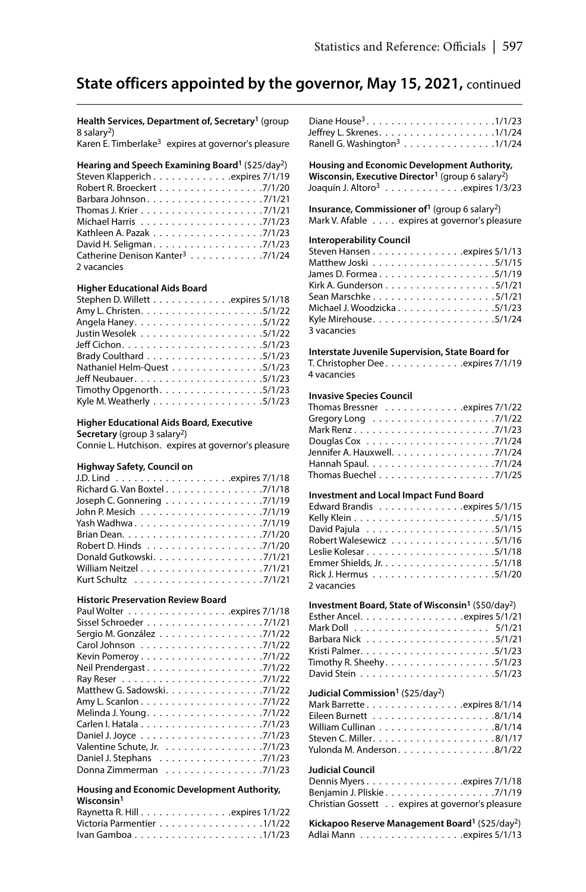## State officers appointed by the governor, May 15, 2021, continued

**Health Services, Department of, Secretary**[1] (group 8 salary[2])
Karen E. Timberlake[3] expires at governor's pleasure

**Hearing and Speech Examining Board**[1] ($25/day[2])
Steven Klapperich . . . . . . . . . . . . .expires 7/1/19
Robert R. Broeckert . . . . . . . . . . . . . . . . .7/1/20
Barbara Johnson . . . . . . . . . . . . . . . . . . .7/1/21
Thomas J. Krier . . . . . . . . . . . . . . . . . . . .7/1/21
Michael Harris . . . . . . . . . . . . . . . . . . . .7/1/23
Kathleen A. Pazak . . . . . . . . . . . . . . . . . .7/1/23
David H. Seligman . . . . . . . . . . . . . . . . . .7/1/23
Catherine Denison Kanter[3] . . . . . . . . . . . .7/1/24
2 vacancies

**Higher Educational Aids Board**
Stephen D. Willett . . . . . . . . . . . . .expires 5/1/18
Amy L. Christen . . . . . . . . . . . . . . . . . . . .5/1/22
Angela Haney . . . . . . . . . . . . . . . . . . . . .5/1/22
Justin Wesolek . . . . . . . . . . . . . . . . . . . .5/1/22
Jeff Cichon . . . . . . . . . . . . . . . . . . . . . . .5/1/23
Brady Coulthard . . . . . . . . . . . . . . . . . . .5/1/23
Nathaniel Helm-Quest . . . . . . . . . . . . . . .5/1/23
Jeff Neubauer . . . . . . . . . . . . . . . . . . . . .5/1/23
Timothy Opgenorth . . . . . . . . . . . . . . . . .5/1/23
Kyle M. Weatherly . . . . . . . . . . . . . . . . . .5/1/23

**Higher Educational Aids Board, Executive Secretary** (group 3 salary[2])
Connie L. Hutchison. expires at governor's pleasure

**Highway Safety, Council on**
J.D. Lind . . . . . . . . . . . . . . . . . .expires 7/1/18
Richard G. Van Boxtel . . . . . . . . . . . . . . . .7/1/18
Joseph C. Gonnering . . . . . . . . . . . . . . . .7/1/19
John P. Mesich . . . . . . . . . . . . . . . . . . . .7/1/19
Yash Wadhwa . . . . . . . . . . . . . . . . . . . . .7/1/19
Brian Dean . . . . . . . . . . . . . . . . . . . . . . .7/1/20
Robert D. Hinds . . . . . . . . . . . . . . . . . . .7/1/20
Donald Gutkowski . . . . . . . . . . . . . . . . . .7/1/21
William Neitzel . . . . . . . . . . . . . . . . . . . .7/1/21
Kurt Schultz . . . . . . . . . . . . . . . . . . . . . .7/1/21

**Historic Preservation Review Board**
Paul Wolter . . . . . . . . . . . . . . . . .expires 7/1/18
Sissel Schroeder . . . . . . . . . . . . . . . . . . .7/1/21
Sergio M. González . . . . . . . . . . . . . . . . .7/1/22
Carol Johnson . . . . . . . . . . . . . . . . . . . .7/1/22
Kevin Pomeroy . . . . . . . . . . . . . . . . . . . .7/1/22
Neil Prendergast . . . . . . . . . . . . . . . . . . .7/1/22
Ray Reser . . . . . . . . . . . . . . . . . . . . . . .7/1/22
Matthew G. Sadowski . . . . . . . . . . . . . . . .7/1/22
Amy L. Scanlon . . . . . . . . . . . . . . . . . . . .7/1/22
Melinda J. Young . . . . . . . . . . . . . . . . . . .7/1/22
Carlen I. Hatala . . . . . . . . . . . . . . . . . . . .7/1/23
Daniel J. Joyce . . . . . . . . . . . . . . . . . . . .7/1/23
Valentine Schute, Jr. . . . . . . . . . . . . . . . .7/1/23
Daniel J. Stephans . . . . . . . . . . . . . . . . .7/1/23
Donna Zimmerman . . . . . . . . . . . . . . . . .7/1/23

**Housing and Economic Development Authority, Wisconsin**[1]
Raynetta R. Hill . . . . . . . . . . . . . . .expires 1/1/22
Victoria Parmentier . . . . . . . . . . . . . . . . .1/1/22
Ivan Gamboa . . . . . . . . . . . . . . . . . . . . .1/1/23
Diane House[3] . . . . . . . . . . . . . . . . . . . . .1/1/23
Jeffrey L. Skrenes . . . . . . . . . . . . . . . . . .1/1/24
Ranell G. Washington[3] . . . . . . . . . . . . . . .1/1/24

**Housing and Economic Development Authority, Wisconsin, Executive Director**[1] (group 6 salary[2])
Joaquín J. Altoro[3] . . . . . . . . . . . . .expires 1/3/23

**Insurance, Commissioner of**[1] (group 6 salary[2])
Mark V. Afable . . . . expires at governor's pleasure

**Interoperability Council**
Steven Hansen . . . . . . . . . . . . . . .expires 5/1/13
Matthew Joski . . . . . . . . . . . . . . . . . . . .5/1/15
James D. Formea . . . . . . . . . . . . . . . . . . .5/1/19
Kirk A. Gunderson . . . . . . . . . . . . . . . . . .5/1/21
Sean Marschke . . . . . . . . . . . . . . . . . . . .5/1/21
Michael J. Woodzicka . . . . . . . . . . . . . . . .5/1/23
Kyle Mirehouse . . . . . . . . . . . . . . . . . . . .5/1/24
3 vacancies

**Interstate Juvenile Supervision, State Board for**
T. Christopher Dee . . . . . . . . . . . . .expires 7/1/19
4 vacancies

**Invasive Species Council**
Thomas Bressner . . . . . . . . . . . . .expires 7/1/22
Gregory Long . . . . . . . . . . . . . . . . . . . . .7/1/22
Mark Renz . . . . . . . . . . . . . . . . . . . . . . .7/1/23
Douglas Cox . . . . . . . . . . . . . . . . . . . . .7/1/24
Jennifer A. Hauxwell . . . . . . . . . . . . . . . . .7/1/24
Hannah Spaul . . . . . . . . . . . . . . . . . . . . .7/1/24
Thomas Buechel . . . . . . . . . . . . . . . . . . .7/1/25

**Investment and Local Impact Fund Board**
Edward Brandis . . . . . . . . . . . . . .expires 5/1/15
Kelly Klein . . . . . . . . . . . . . . . . . . . . . . .5/1/15
David Pajula . . . . . . . . . . . . . . . . . . . . .5/1/15
Robert Walesewicz . . . . . . . . . . . . . . . . .5/1/16
Leslie Kolesar . . . . . . . . . . . . . . . . . . . . .5/1/18
Emmer Shields, Jr. . . . . . . . . . . . . . . . . . .5/1/18
Rick J. Hermus . . . . . . . . . . . . . . . . . . . .5/1/20
2 vacancies

**Investment Board, State of Wisconsin**[1] ($50/day[2])
Esther Ancel . . . . . . . . . . . . . . . . .expires 5/1/21
Mark Doll . . . . . . . . . . . . . . . . . . . . . . 5/1/21
Barbara Nick . . . . . . . . . . . . . . . . . . . . .5/1/21
Kristi Palmer . . . . . . . . . . . . . . . . . . . . .5/1/23
Timothy R. Sheehy . . . . . . . . . . . . . . . . . .5/1/23
David Stein . . . . . . . . . . . . . . . . . . . . . .5/1/23

**Judicial Commission**[1] ($25/day[2])
Mark Barrette . . . . . . . . . . . . . . . .expires 8/1/14
Eileen Burnett . . . . . . . . . . . . . . . . . . . .8/1/14
William Cullinan . . . . . . . . . . . . . . . . . . .8/1/14
Steven C. Miller . . . . . . . . . . . . . . . . . . . .8/1/17
Yulonda M. Anderson . . . . . . . . . . . . . . . .8/1/22

**Judicial Council**
Dennis Myers . . . . . . . . . . . . . . . .expires 7/1/18
Benjamin J. Pliskie . . . . . . . . . . . . . . . . . .7/1/19
Christian Gossett . . expires at governor's pleasure

**Kickapoo Reserve Management Board**[1] ($25/day[2])
Adlai Mann . . . . . . . . . . . . . . . . .expires 5/1/13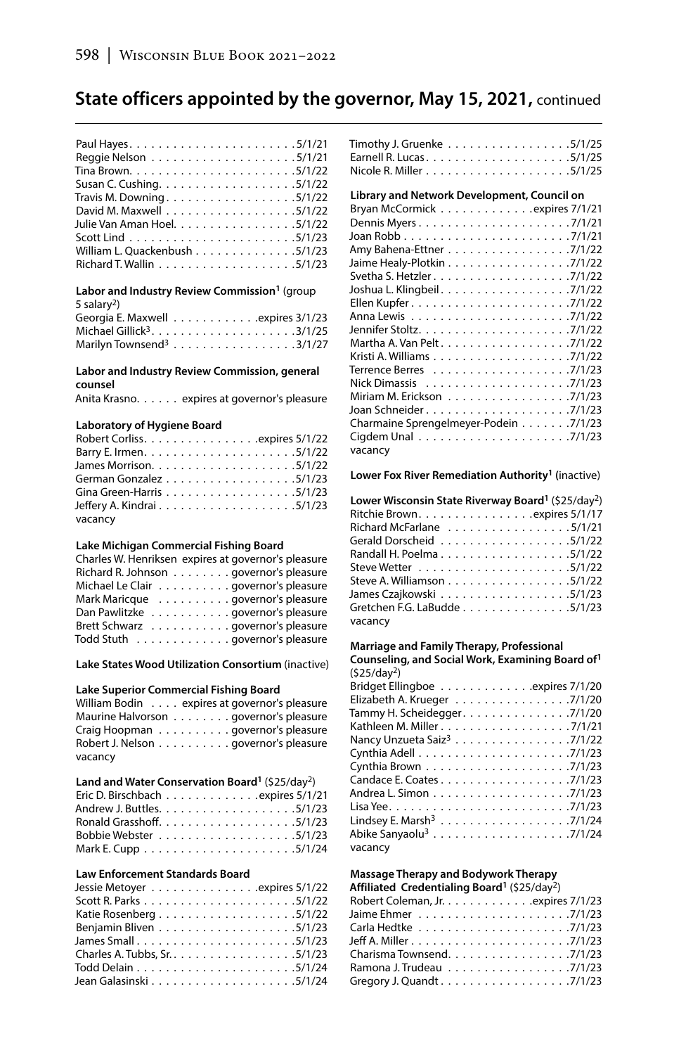## State officers appointed by the governor, May 15, 2021, continued

Paul Hayes . . . . . . . . . . . . . . . . . . . . . . 5/1/21
Reggie Nelson . . . . . . . . . . . . . . . . . . . . 5/1/21
Tina Brown. . . . . . . . . . . . . . . . . . . . . . 5/1/22
Susan C. Cushing. . . . . . . . . . . . . . . . . . 5/1/22
Travis M. Downing . . . . . . . . . . . . . . . . . 5/1/22
David M. Maxwell . . . . . . . . . . . . . . . . . 5/1/22
Julie Van Aman Hoel. . . . . . . . . . . . . . . . 5/1/22
Scott Lind . . . . . . . . . . . . . . . . . . . . . . 5/1/23
William L. Quackenbush . . . . . . . . . . . . . 5/1/23
Richard T. Wallin . . . . . . . . . . . . . . . . . . 5/1/23

**Labor and Industry Review Commission[1]** (group 5 salary[2])
Georgia E. Maxwell . . . . . . . . . . . expires 3/1/23
Michael Gillick[3] . . . . . . . . . . . . . . . . . . . 3/1/25
Marilyn Townsend[3] . . . . . . . . . . . . . . . . 3/1/27

**Labor and Industry Review Commission, general counsel**
Anita Krasno. . . . . . expires at governor's pleasure

**Laboratory of Hygiene Board**
Robert Corliss. . . . . . . . . . . . . . . . expires 5/1/22
Barry E. Irmen. . . . . . . . . . . . . . . . . . . . 5/1/22
James Morrison. . . . . . . . . . . . . . . . . . . 5/1/22
German Gonzalez . . . . . . . . . . . . . . . . . 5/1/23
Gina Green-Harris . . . . . . . . . . . . . . . . . 5/1/23
Jeffery A. Kindrai . . . . . . . . . . . . . . . . . . 5/1/23
vacancy

**Lake Michigan Commercial Fishing Board**
Charles W. Henriksen expires at governor's pleasure
Richard R. Johnson . . . . . . . . governor's pleasure
Michael Le Clair . . . . . . . . . . governor's pleasure
Mark Maricque . . . . . . . . . . governor's pleasure
Dan Pawlitzke . . . . . . . . . . . governor's pleasure
Brett Schwarz . . . . . . . . . . . governor's pleasure
Todd Stuth . . . . . . . . . . . . . governor's pleasure

**Lake States Wood Utilization Consortium** (inactive)

**Lake Superior Commercial Fishing Board**
William Bodin . . . . expires at governor's pleasure
Maurine Halvorson . . . . . . . . governor's pleasure
Craig Hoopman . . . . . . . . . . governor's pleasure
Robert J. Nelson . . . . . . . . . . governor's pleasure
vacancy

**Land and Water Conservation Board[1]** ($25/day[2])
Eric D. Birschbach . . . . . . . . . . . . . expires 5/1/21
Andrew J. Buttles. . . . . . . . . . . . . . . . . . 5/1/23
Ronald Grasshoff. . . . . . . . . . . . . . . . . . 5/1/23
Bobbie Webster . . . . . . . . . . . . . . . . . . 5/1/23
Mark E. Cupp . . . . . . . . . . . . . . . . . . . . 5/1/24

**Law Enforcement Standards Board**
Jessie Metoyer . . . . . . . . . . . . . . . expires 5/1/22
Scott R. Parks . . . . . . . . . . . . . . . . . . . . 5/1/22
Katie Rosenberg . . . . . . . . . . . . . . . . . . 5/1/22
Benjamin Bliven . . . . . . . . . . . . . . . . . . 5/1/23
James Small . . . . . . . . . . . . . . . . . . . . . 5/1/23
Charles A. Tubbs, Sr.. . . . . . . . . . . . . . . . 5/1/23
Todd Delain . . . . . . . . . . . . . . . . . . . . . 5/1/24
Jean Galasinski . . . . . . . . . . . . . . . . . . . 5/1/24
Timothy J. Gruenke . . . . . . . . . . . . . . . . 5/1/25
Earnell R. Lucas. . . . . . . . . . . . . . . . . . . 5/1/25
Nicole R. Miller . . . . . . . . . . . . . . . . . . . 5/1/25

**Library and Network Development, Council on**
Bryan McCormick . . . . . . . . . . . . expires 7/1/21
Dennis Myers . . . . . . . . . . . . . . . . . . . . 7/1/21
Joan Robb . . . . . . . . . . . . . . . . . . . . . . 7/1/21
Amy Bahena-Ettner . . . . . . . . . . . . . . . . 7/1/22
Jaime Healy-Plotkin . . . . . . . . . . . . . . . . 7/1/22
Svetha S. Hetzler . . . . . . . . . . . . . . . . . . 7/1/22
Joshua L. Klingbeil . . . . . . . . . . . . . . . . . 7/1/22
Ellen Kupfer . . . . . . . . . . . . . . . . . . . . . 7/1/22
Anna Lewis . . . . . . . . . . . . . . . . . . . . . 7/1/22
Jennifer Stoltz. . . . . . . . . . . . . . . . . . . . 7/1/22
Martha A. Van Pelt . . . . . . . . . . . . . . . . . 7/1/22
Kristi A. Williams . . . . . . . . . . . . . . . . . . 7/1/22
Terrence Berres . . . . . . . . . . . . . . . . . . 7/1/23
Nick Dimassis . . . . . . . . . . . . . . . . . . . 7/1/23
Miriam M. Erickson . . . . . . . . . . . . . . . . 7/1/23
Joan Schneider . . . . . . . . . . . . . . . . . . . 7/1/23
Charmaine Sprengelmeyer-Podein . . . . . . . 7/1/23
Cigdem Unal . . . . . . . . . . . . . . . . . . . . 7/1/23
vacancy

**Lower Fox River Remediation Authority[1]** (inactive)

**Lower Wisconsin State Riverway Board[1]** ($25/day[2])
Ritchie Brown. . . . . . . . . . . . . . . . expires 5/1/17
Richard McFarlane . . . . . . . . . . . . . . . . 5/1/21
Gerald Dorscheid . . . . . . . . . . . . . . . . . 5/1/22
Randall H. Poelma . . . . . . . . . . . . . . . . . 5/1/22
Steve Wetter . . . . . . . . . . . . . . . . . . . . 5/1/22
Steve A. Williamson . . . . . . . . . . . . . . . . 5/1/22
James Czajkowski . . . . . . . . . . . . . . . . . 5/1/23
Gretchen F.G. LaBudde . . . . . . . . . . . . . . 5/1/23
vacancy

**Marriage and Family Therapy, Professional Counseling, and Social Work, Examining Board of[1]** ($25/day[2])
Bridget Ellingboe . . . . . . . . . . . . . expires 7/1/20
Elizabeth A. Krueger . . . . . . . . . . . . . . . 7/1/20
Tammy H. Scheidegger. . . . . . . . . . . . . . 7/1/20
Kathleen M. Miller . . . . . . . . . . . . . . . . . 7/1/21
Nancy Unzueta Saiz[3] . . . . . . . . . . . . . . . 7/1/22
Cynthia Adell . . . . . . . . . . . . . . . . . . . . 7/1/23
Cynthia Brown . . . . . . . . . . . . . . . . . . . 7/1/23
Candace E. Coates . . . . . . . . . . . . . . . . . 7/1/23
Andrea L. Simon . . . . . . . . . . . . . . . . . . 7/1/23
Lisa Yee . . . . . . . . . . . . . . . . . . . . . . . . 7/1/23
Lindsey E. Marsh[3] . . . . . . . . . . . . . . . . . 7/1/24
Abike Sanyaolu[3] . . . . . . . . . . . . . . . . . . 7/1/24
vacancy

**Massage Therapy and Bodywork Therapy Affiliated Credentialing Board[1]** ($25/day[2])
Robert Coleman, Jr. . . . . . . . . . . . . expires 7/1/23
Jaime Ehmer . . . . . . . . . . . . . . . . . . . . 7/1/23
Carla Hedtke . . . . . . . . . . . . . . . . . . . . 7/1/23
Jeff A. Miller . . . . . . . . . . . . . . . . . . . . . 7/1/23
Charisma Townsend. . . . . . . . . . . . . . . . 7/1/23
Ramona J. Trudeau . . . . . . . . . . . . . . . . 7/1/23
Gregory J. Quandt . . . . . . . . . . . . . . . . . 7/1/23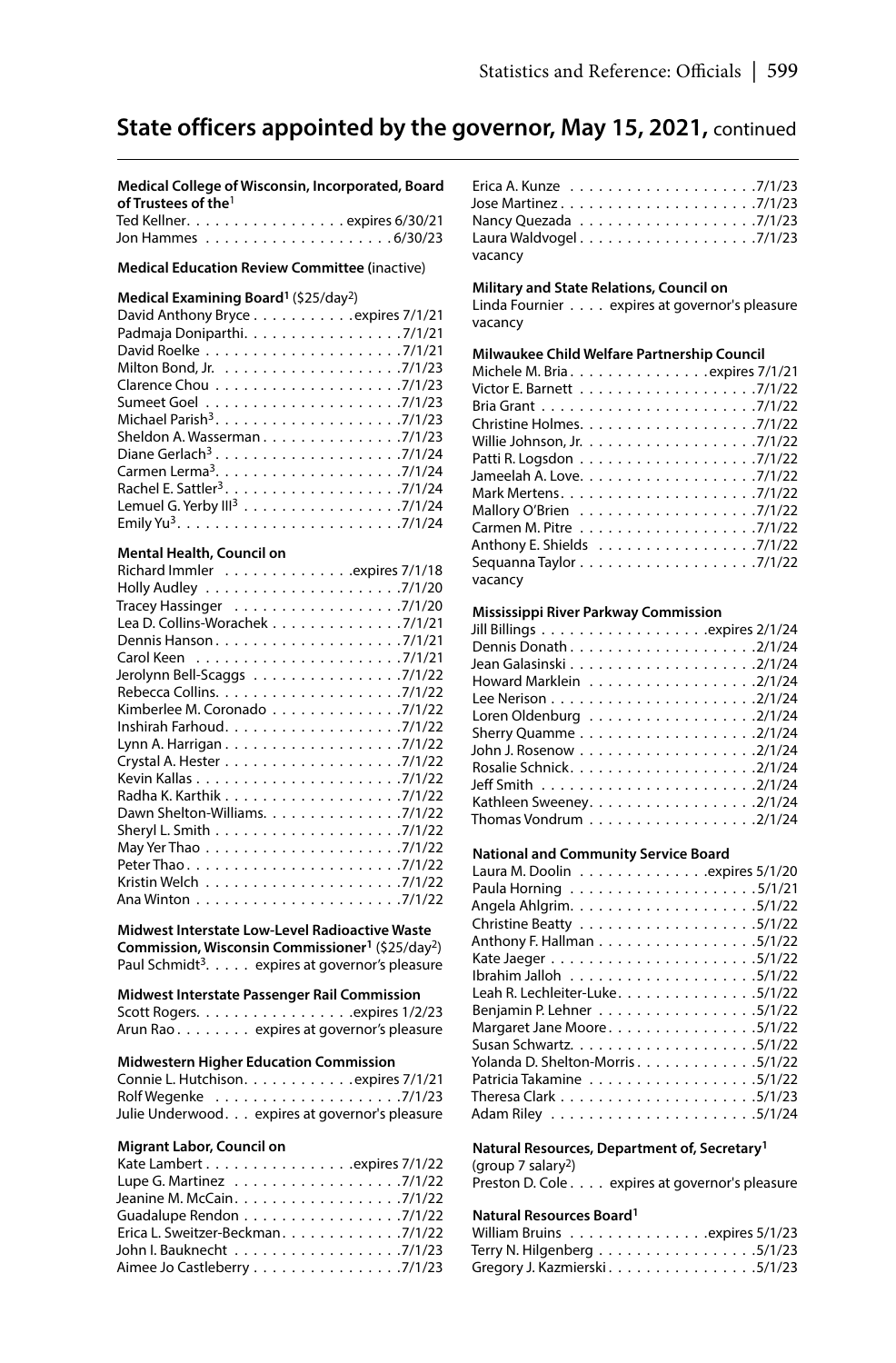## State officers appointed by the governor, May 15, 2021, continued

**Medical College of Wisconsin, Incorporated, Board of Trustees of the**[1]
Ted Kellner . . . . . expires 6/30/21
Jon Hammes . . . . . 6/30/23

**Medical Education Review Committee** (inactive)

**Medical Examining Board**[1] ($25/day[2])
David Anthony Bryce . . . . . expires 7/1/21
Padmaja Doniparthi . . . . . 7/1/21
David Roelke . . . . . 7/1/21
Milton Bond, Jr. . . . . . 7/1/23
Clarence Chou . . . . . 7/1/23
Sumeet Goel . . . . . 7/1/23
Michael Parish[3] . . . . . 7/1/23
Sheldon A. Wasserman . . . . . 7/1/23
Diane Gerlach[3] . . . . . 7/1/24
Carmen Lerma[3] . . . . . 7/1/24
Rachel E. Sattler[3] . . . . . 7/1/24
Lemuel G. Yerby III[3] . . . . . 7/1/24
Emily Yu[3] . . . . . 7/1/24

**Mental Health, Council on**
Richard Immler . . . . . expires 7/1/18
Holly Audley . . . . . 7/1/20
Tracey Hassinger . . . . . 7/1/20
Lea D. Collins-Worachek . . . . . 7/1/21
Dennis Hanson . . . . . 7/1/21
Carol Keen . . . . . 7/1/21
Jerolynn Bell-Scaggs . . . . . 7/1/22
Rebecca Collins . . . . . 7/1/22
Kimberlee M. Coronado . . . . . 7/1/22
Inshirah Farhoud . . . . . 7/1/22
Lynn A. Harrigan . . . . . 7/1/22
Crystal A. Hester . . . . . 7/1/22
Kevin Kallas . . . . . 7/1/22
Radha K. Karthik . . . . . 7/1/22
Dawn Shelton-Williams . . . . . 7/1/22
Sheryl L. Smith . . . . . 7/1/22
May Yer Thao . . . . . 7/1/22
Peter Thao . . . . . 7/1/22
Kristin Welch . . . . . 7/1/22
Ana Winton . . . . . 7/1/22

**Midwest Interstate Low-Level Radioactive Waste Commission, Wisconsin Commissioner**[1] ($25/day[2])
Paul Schmidt[3] . . . . . expires at governor's pleasure

**Midwest Interstate Passenger Rail Commission**
Scott Rogers . . . . . expires 1/2/23
Arun Rao . . . . . expires at governor's pleasure

**Midwestern Higher Education Commission**
Connie L. Hutchison . . . . . expires 7/1/21
Rolf Wegenke . . . . . 7/1/23
Julie Underwood . . . expires at governor's pleasure

**Migrant Labor, Council on**
Kate Lambert . . . . . expires 7/1/22
Lupe G. Martinez . . . . . 7/1/22
Jeanine M. McCain . . . . . 7/1/22
Guadalupe Rendon . . . . . 7/1/22
Erica L. Sweitzer-Beckman . . . . . 7/1/22
John I. Bauknecht . . . . . 7/1/23
Aimee Jo Castleberry . . . . . 7/1/23
Erica A. Kunze . . . . . 7/1/23
Jose Martinez . . . . . 7/1/23
Nancy Quezada . . . . . 7/1/23
Laura Waldvogel . . . . . 7/1/23
vacancy

**Military and State Relations, Council on**
Linda Fournier . . . . expires at governor's pleasure
vacancy

**Milwaukee Child Welfare Partnership Council**
Michele M. Bria . . . . . expires 7/1/21
Victor E. Barnett . . . . . 7/1/22
Bria Grant . . . . . 7/1/22
Christine Holmes . . . . . 7/1/22
Willie Johnson, Jr. . . . . . 7/1/22
Patti R. Logsdon . . . . . 7/1/22
Jameelah A. Love . . . . . 7/1/22
Mark Mertens . . . . . 7/1/22
Mallory O'Brien . . . . . 7/1/22
Carmen M. Pitre . . . . . 7/1/22
Anthony E. Shields . . . . . 7/1/22
Sequanna Taylor . . . . . 7/1/22
vacancy

**Mississippi River Parkway Commission**
Jill Billings . . . . . expires 2/1/24
Dennis Donath . . . . . 2/1/24
Jean Galasinski . . . . . 2/1/24
Howard Marklein . . . . . 2/1/24
Lee Nerison . . . . . 2/1/24
Loren Oldenburg . . . . . 2/1/24
Sherry Quamme . . . . . 2/1/24
John J. Rosenow . . . . . 2/1/24
Rosalie Schnick . . . . . 2/1/24
Jeff Smith . . . . . 2/1/24
Kathleen Sweeney . . . . . 2/1/24
Thomas Vondrum . . . . . 2/1/24

**National and Community Service Board**
Laura M. Doolin . . . . . expires 5/1/20
Paula Horning . . . . . 5/1/21
Angela Ahlgrim . . . . . 5/1/22
Christine Beatty . . . . . 5/1/22
Anthony F. Hallman . . . . . 5/1/22
Kate Jaeger . . . . . 5/1/22
Ibrahim Jalloh . . . . . 5/1/22
Leah R. Lechleiter-Luke . . . . . 5/1/22
Benjamin P. Lehner . . . . . 5/1/22
Margaret Jane Moore . . . . . 5/1/22
Susan Schwartz . . . . . 5/1/22
Yolanda D. Shelton-Morris . . . . . 5/1/22
Patricia Takamine . . . . . 5/1/22
Theresa Clark . . . . . 5/1/23
Adam Riley . . . . . 5/1/24

**Natural Resources, Department of, Secretary**[1] (group 7 salary[2])
Preston D. Cole . . . . expires at governor's pleasure

**Natural Resources Board**[1]
William Bruins . . . . . expires 5/1/23
Terry N. Hilgenberg . . . . . 5/1/23
Gregory J. Kazmierski . . . . . 5/1/23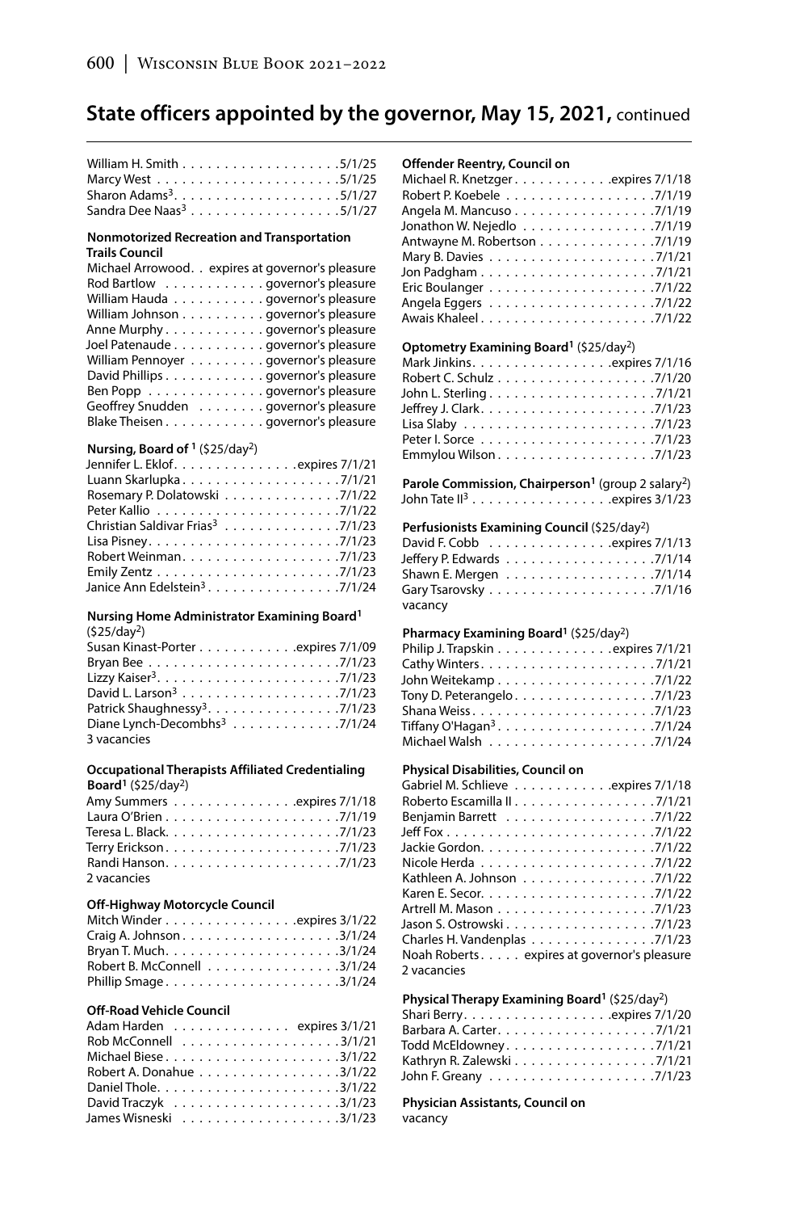## State officers appointed by the governor, May 15, 2021, continued

William H. Smith . . . . . . . . . . . . . . . . . . .5/1/25
Marcy West . . . . . . . . . . . . . . . . . . . . . .5/1/25
Sharon Adams[3]. . . . . . . . . . . . . . . . . . . .5/1/27
Sandra Dee Naas[3] . . . . . . . . . . . . . . . . . .5/1/27

**Nonmotorized Recreation and Transportation Trails Council**

Michael Arrowood. . expires at governor's pleasure
Rod Bartlow . . . . . . . . . . . governor's pleasure
William Hauda . . . . . . . . . . governor's pleasure
William Johnson . . . . . . . . . governor's pleasure
Anne Murphy . . . . . . . . . . . governor's pleasure
Joel Patenaude . . . . . . . . . . governor's pleasure
William Pennoyer . . . . . . . . governor's pleasure
David Phillips . . . . . . . . . . . governor's pleasure
Ben Popp . . . . . . . . . . . . . governor's pleasure
Geoffrey Snudden . . . . . . . . governor's pleasure
Blake Theisen . . . . . . . . . . . governor's pleasure

**Nursing, Board of [1]** ($25/day[2])

Jennifer L. Eklof. . . . . . . . . . . . . . .expires 7/1/21
Luann Skarlupka . . . . . . . . . . . . . . . . . . .7/1/21
Rosemary P. Dolatowski . . . . . . . . . . . . . .7/1/22
Peter Kallio . . . . . . . . . . . . . . . . . . . . . .7/1/22
Christian Saldivar Frias[3] . . . . . . . . . . . . .7/1/23
Lisa Pisney. . . . . . . . . . . . . . . . . . . . . . .7/1/23
Robert Weinman. . . . . . . . . . . . . . . . . . .7/1/23
Emily Zentz . . . . . . . . . . . . . . . . . . . . . .7/1/23
Janice Ann Edelstein[3] . . . . . . . . . . . . . . .7/1/24

**Nursing Home Administrator Examining Board[1]** ($25/day[2])

Susan Kinast-Porter . . . . . . . . . . . .expires 7/1/09
Bryan Bee . . . . . . . . . . . . . . . . . . . . . . .7/1/23
Lizzy Kaiser[3]. . . . . . . . . . . . . . . . . . . . . .7/1/23
David L. Larson[3] . . . . . . . . . . . . . . . . . . .7/1/23
Patrick Shaughnessy[3]. . . . . . . . . . . . . . . .7/1/23
Diane Lynch-Decombhs[3] . . . . . . . . . . . . .7/1/24
3 vacancies

**Occupational Therapists Affiliated Credentialing Board[1]** ($25/day[2])

Amy Summers . . . . . . . . . . . . . . .expires 7/1/18
Laura O'Brien . . . . . . . . . . . . . . . . . . . . .7/1/19
Teresa L. Black. . . . . . . . . . . . . . . . . . . . .7/1/23
Terry Erickson. . . . . . . . . . . . . . . . . . . . .7/1/23
Randi Hanson. . . . . . . . . . . . . . . . . . . . .7/1/23
2 vacancies

**Off-Highway Motorcycle Council**

Mitch Winder . . . . . . . . . . . . . . . .expires 3/1/22
Craig A. Johnson . . . . . . . . . . . . . . . . . . .3/1/24
Bryan T. Much. . . . . . . . . . . . . . . . . . . . .3/1/24
Robert B. McConnell . . . . . . . . . . . . . . . .3/1/24
Phillip Smage . . . . . . . . . . . . . . . . . . . . .3/1/24

**Off-Road Vehicle Council**

Adam Harden . . . . . . . . . . . . . . expires 3/1/21
Rob McConnell . . . . . . . . . . . . . . . . . . .3/1/21
Michael Biese . . . . . . . . . . . . . . . . . . . . .3/1/22
Robert A. Donahue . . . . . . . . . . . . . . . . .3/1/22
Daniel Thole. . . . . . . . . . . . . . . . . . . . . .3/1/22
David Traczyk . . . . . . . . . . . . . . . . . . . .3/1/23
James Wisneski . . . . . . . . . . . . . . . . . . .3/1/23

**Offender Reentry, Council on**

Michael R. Knetzger . . . . . . . . . . . .expires 7/1/18
Robert P. Koebele . . . . . . . . . . . . . . . . . .7/1/19
Angela M. Mancuso . . . . . . . . . . . . . . . . .7/1/19
Jonathon W. Nejedlo . . . . . . . . . . . . . . . .7/1/19
Antwayne M. Robertson . . . . . . . . . . . . . .7/1/19
Mary B. Davies . . . . . . . . . . . . . . . . . . . .7/1/21
Jon Padgham . . . . . . . . . . . . . . . . . . . . .7/1/21
Eric Boulanger . . . . . . . . . . . . . . . . . . . .7/1/22
Angela Eggers . . . . . . . . . . . . . . . . . . . .7/1/22
Awais Khaleel . . . . . . . . . . . . . . . . . . . . .7/1/22

**Optometry Examining Board[1]** ($25/day[2])

Mark Jinkins. . . . . . . . . . . . . . . . .expires 7/1/16
Robert C. Schulz . . . . . . . . . . . . . . . . . . .7/1/20
John L. Sterling . . . . . . . . . . . . . . . . . . . .7/1/21
Jeffrey J. Clark. . . . . . . . . . . . . . . . . . . . .7/1/23
Lisa Slaby . . . . . . . . . . . . . . . . . . . . . . .7/1/23
Peter I. Sorce . . . . . . . . . . . . . . . . . . . . .7/1/23
Emmylou Wilson . . . . . . . . . . . . . . . . . . .7/1/23

**Parole Commission, Chairperson[1]** (group 2 salary[2])

John Tate II[3] . . . . . . . . . . . . . . . . .expires 3/1/23

**Perfusionists Examining Council** ($25/day[2])

David F. Cobb . . . . . . . . . . . . . . .expires 7/1/13
Jeffery P. Edwards . . . . . . . . . . . . . . . . . .7/1/14
Shawn E. Mergen . . . . . . . . . . . . . . . . . .7/1/14
Gary Tsarovsky . . . . . . . . . . . . . . . . . . . .7/1/16
vacancy

**Pharmacy Examining Board[1]** ($25/day[2])

Philip J. Trapskin . . . . . . . . . . . . . .expires 7/1/21
Cathy Winters. . . . . . . . . . . . . . . . . . . . .7/1/21
John Weitekamp . . . . . . . . . . . . . . . . . . .7/1/22
Tony D. Peterangelo. . . . . . . . . . . . . . . . .7/1/23
Shana Weiss. . . . . . . . . . . . . . . . . . . . . .7/1/23
Tiffany O'Hagan[3] . . . . . . . . . . . . . . . . . . .7/1/24
Michael Walsh . . . . . . . . . . . . . . . . . . . .7/1/24

**Physical Disabilities, Council on**

Gabriel M. Schlieve . . . . . . . . . . . .expires 7/1/18
Roberto Escamilla II . . . . . . . . . . . . . . . . .7/1/21
Benjamin Barrett . . . . . . . . . . . . . . . . . .7/1/22
Jeff Fox . . . . . . . . . . . . . . . . . . . . . . . . .7/1/22
Jackie Gordon. . . . . . . . . . . . . . . . . . . . .7/1/22
Nicole Herda . . . . . . . . . . . . . . . . . . . . .7/1/22
Kathleen A. Johnson . . . . . . . . . . . . . . . .7/1/22
Karen E. Secor. . . . . . . . . . . . . . . . . . . . .7/1/22
Artrell M. Mason . . . . . . . . . . . . . . . . . . .7/1/23
Jason S. Ostrowski . . . . . . . . . . . . . . . . . .7/1/23
Charles H. Vandenplas . . . . . . . . . . . . . . .7/1/23
Noah Roberts. . . . . expires at governor's pleasure
2 vacancies

**Physical Therapy Examining Board[1]** ($25/day[2])

Shari Berry. . . . . . . . . . . . . . . . . .expires 7/1/20
Barbara A. Carter. . . . . . . . . . . . . . . . . . .7/1/21
Todd McEldowney. . . . . . . . . . . . . . . . . .7/1/21
Kathryn R. Zalewski . . . . . . . . . . . . . . . . .7/1/21
John F. Greany . . . . . . . . . . . . . . . . . . . .7/1/23

**Physician Assistants, Council on**

vacancy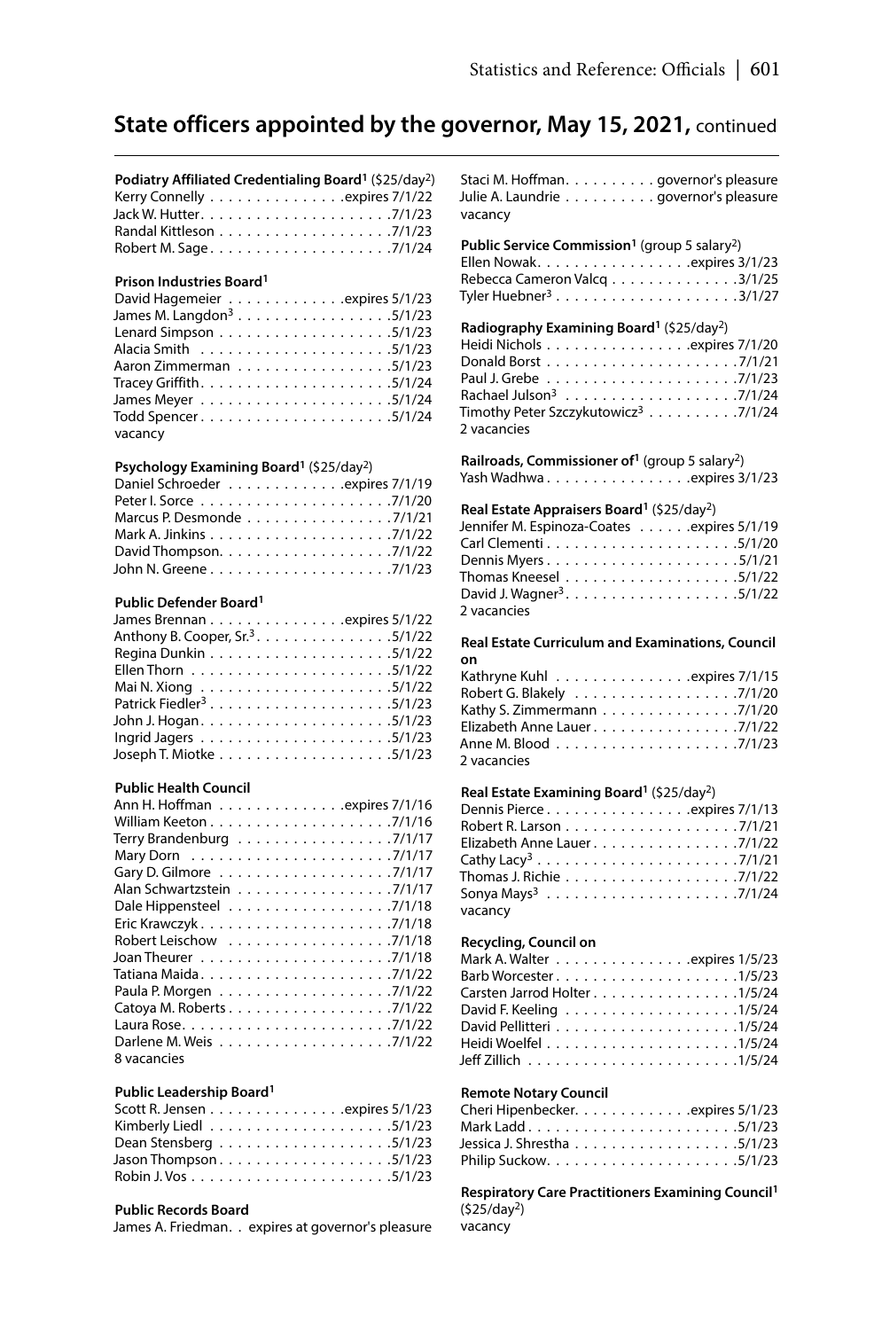## State officers appointed by the governor, May 15, 2021, continued

**Podiatry Affiliated Credentialing Board[1]** ($25/day[2])
Kerry Connelly . . . . . . . . . . . . . . .expires 7/1/22
Jack W. Hutter. . . . . . . . . . . . . . . . . . . . .7/1/23
Randal Kittleson . . . . . . . . . . . . . . . . . . .7/1/23
Robert M. Sage . . . . . . . . . . . . . . . . . . . .7/1/24

**Prison Industries Board[1]**
David Hagemeier . . . . . . . . . . . . .expires 5/1/23
James M. Langdon[3] . . . . . . . . . . . . . . . . .5/1/23
Lenard Simpson . . . . . . . . . . . . . . . . . . .5/1/23
Alacia Smith . . . . . . . . . . . . . . . . . . . . .5/1/23
Aaron Zimmerman . . . . . . . . . . . . . . . . .5/1/23
Tracey Griffith. . . . . . . . . . . . . . . . . . . . .5/1/24
James Meyer . . . . . . . . . . . . . . . . . . . . .5/1/24
Todd Spencer . . . . . . . . . . . . . . . . . . . . .5/1/24
vacancy

**Psychology Examining Board[1]** ($25/day[2])
Daniel Schroeder . . . . . . . . . . . . .expires 7/1/19
Peter I. Sorce . . . . . . . . . . . . . . . . . . . . .7/1/20
Marcus P. Desmonde . . . . . . . . . . . . . . . .7/1/21
Mark A. Jinkins . . . . . . . . . . . . . . . . . . . .7/1/22
David Thompson. . . . . . . . . . . . . . . . . . .7/1/22
John N. Greene . . . . . . . . . . . . . . . . . . . .7/1/23

**Public Defender Board[1]**
James Brennan . . . . . . . . . . . . . . .expires 5/1/22
Anthony B. Cooper, Sr.[3]. . . . . . . . . . . . . .5/1/22
Regina Dunkin . . . . . . . . . . . . . . . . . . . .5/1/22
Ellen Thorn . . . . . . . . . . . . . . . . . . . . . .5/1/22
Mai N. Xiong . . . . . . . . . . . . . . . . . . . . .5/1/22
Patrick Fiedler[3] . . . . . . . . . . . . . . . . . . . .5/1/23
John J. Hogan. . . . . . . . . . . . . . . . . . . . .5/1/23
Ingrid Jagers . . . . . . . . . . . . . . . . . . . . .5/1/23
Joseph T. Miotke . . . . . . . . . . . . . . . . . . .5/1/23

**Public Health Council**
Ann H. Hoffman . . . . . . . . . . . . . .expires 7/1/16
William Keeton . . . . . . . . . . . . . . . . . . . .7/1/16
Terry Brandenburg . . . . . . . . . . . . . . . . .7/1/17
Mary Dorn . . . . . . . . . . . . . . . . . . . . . .7/1/17
Gary D. Gilmore . . . . . . . . . . . . . . . . . . .7/1/17
Alan Schwartzstein . . . . . . . . . . . . . . . . .7/1/17
Dale Hippensteel . . . . . . . . . . . . . . . . . .7/1/18
Eric Krawczyk . . . . . . . . . . . . . . . . . . . . .7/1/18
Robert Leischow . . . . . . . . . . . . . . . . . .7/1/18
Joan Theurer . . . . . . . . . . . . . . . . . . . . .7/1/18
Tatiana Maida. . . . . . . . . . . . . . . . . . . . .7/1/22
Paula P. Morgen . . . . . . . . . . . . . . . . . . .7/1/22
Catoya M. Roberts . . . . . . . . . . . . . . . . . .7/1/22
Laura Rose. . . . . . . . . . . . . . . . . . . . . . .7/1/22
Darlene M. Weis . . . . . . . . . . . . . . . . . . .7/1/22
8 vacancies

**Public Leadership Board[1]**
Scott R. Jensen . . . . . . . . . . . . . . .expires 5/1/23
Kimberly Liedl . . . . . . . . . . . . . . . . . . . .5/1/23
Dean Stensberg . . . . . . . . . . . . . . . . . . .5/1/23
Jason Thompson . . . . . . . . . . . . . . . . . . .5/1/23
Robin J. Vos . . . . . . . . . . . . . . . . . . . . . .5/1/23

**Public Records Board**
James A. Friedman. . expires at governor's pleasure
Staci M. Hoffman. . . . . . . . . . governor's pleasure
Julie A. Laundrie . . . . . . . . . . governor's pleasure
vacancy

**Public Service Commission[1]** (group 5 salary[2])
Ellen Nowak. . . . . . . . . . . . . . . . .expires 3/1/23
Rebecca Cameron Valcq . . . . . . . . . . . . . .3/1/25
Tyler Huebner[3] . . . . . . . . . . . . . . . . . . . .3/1/27

**Radiography Examining Board[1]** ($25/day[2])
Heidi Nichols . . . . . . . . . . . . . . . .expires 7/1/20
Donald Borst . . . . . . . . . . . . . . . . . . . . .7/1/21
Paul J. Grebe . . . . . . . . . . . . . . . . . . . . .7/1/23
Rachael Julson[3] . . . . . . . . . . . . . . . . . . .7/1/24
Timothy Peter Szczykutowicz[3] . . . . . . . . . .7/1/24
2 vacancies

**Railroads, Commissioner of[1]** (group 5 salary[2])
Yash Wadhwa . . . . . . . . . . . . . . . .expires 3/1/23

**Real Estate Appraisers Board[1]** ($25/day[2])
Jennifer M. Espinoza-Coates . . . . . .expires 5/1/19
Carl Clementi . . . . . . . . . . . . . . . . . . . . .5/1/20
Dennis Myers . . . . . . . . . . . . . . . . . . . . .5/1/21
Thomas Kneesel . . . . . . . . . . . . . . . . . . .5/1/22
David J. Wagner[3]. . . . . . . . . . . . . . . . . . .5/1/22
2 vacancies

**Real Estate Curriculum and Examinations, Council on**
Kathryne Kuhl . . . . . . . . . . . . . . .expires 7/1/15
Robert G. Blakely . . . . . . . . . . . . . . . . . .7/1/20
Kathy S. Zimmermann . . . . . . . . . . . . . . .7/1/20
Elizabeth Anne Lauer . . . . . . . . . . . . . . . .7/1/22
Anne M. Blood . . . . . . . . . . . . . . . . . . . .7/1/23
2 vacancies

**Real Estate Examining Board[1]** ($25/day[2])
Dennis Pierce . . . . . . . . . . . . . . . .expires 7/1/13
Robert R. Larson . . . . . . . . . . . . . . . . . . .7/1/21
Elizabeth Anne Lauer . . . . . . . . . . . . . . . .7/1/22
Cathy Lacy[3] . . . . . . . . . . . . . . . . . . . . . .7/1/21
Thomas J. Richie . . . . . . . . . . . . . . . . . . .7/1/22
Sonya Mays[3] . . . . . . . . . . . . . . . . . . . . .7/1/24
vacancy

**Recycling, Council on**
Mark A. Walter . . . . . . . . . . . . . . .expires 1/5/23
Barb Worcester . . . . . . . . . . . . . . . . . . . .1/5/23
Carsten Jarrod Holter . . . . . . . . . . . . . . . .1/5/24
David F. Keeling . . . . . . . . . . . . . . . . . . .1/5/24
David Pellitteri . . . . . . . . . . . . . . . . . . . .1/5/24
Heidi Woelfel . . . . . . . . . . . . . . . . . . . . .1/5/24
Jeff Zillich . . . . . . . . . . . . . . . . . . . . . . .1/5/24

**Remote Notary Council**
Cheri Hipenbecker. . . . . . . . . . . . .expires 5/1/23
Mark Ladd . . . . . . . . . . . . . . . . . . . . . . .5/1/23
Jessica J. Shrestha . . . . . . . . . . . . . . . . . .5/1/23
Philip Suckow. . . . . . . . . . . . . . . . . . . . .5/1/23

**Respiratory Care Practitioners Examining Council[1]** ($25/day[2])
vacancy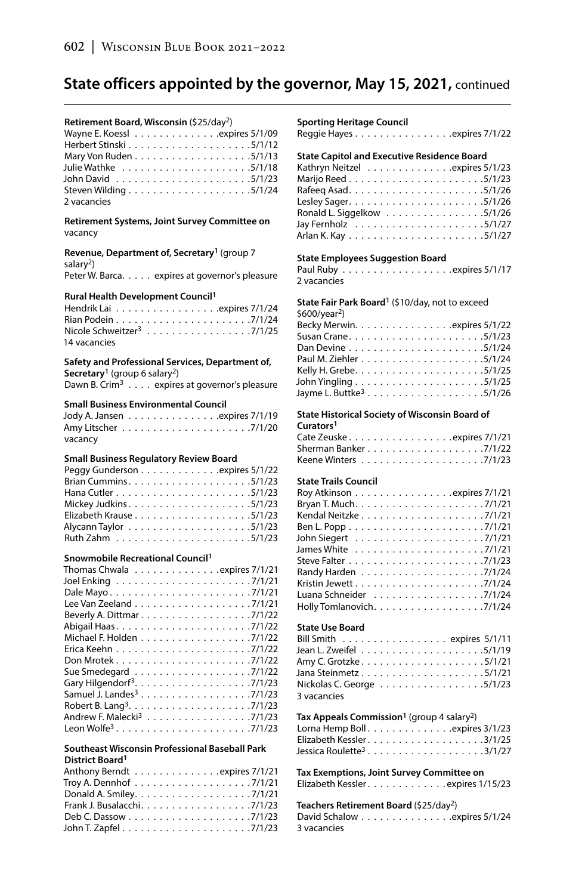## State officers appointed by the governor, May 15, 2021, continued

**Retirement Board, Wisconsin** ($25/day[2])
Wayne E. Koessl . . . . . . . . . . . . . .expires 5/1/09
Herbert Stinski . . . . . . . . . . . . . . . . . . . .5/1/12
Mary Von Ruden . . . . . . . . . . . . . . . . . . .5/1/13
Julie Wathke . . . . . . . . . . . . . . . . . . . . .5/1/18
John David . . . . . . . . . . . . . . . . . . . . . .5/1/23
Steven Wilding . . . . . . . . . . . . . . . . . . . .5/1/24
2 vacancies

**Retirement Systems, Joint Survey Committee on**
vacancy

**Revenue, Department of, Secretary[1]** (group 7 salary[2])
Peter W. Barca. . . . . expires at governor's pleasure

**Rural Health Development Council[1]**
Hendrik Lai . . . . . . . . . . . . . . . . .expires 7/1/24
Rian Podein . . . . . . . . . . . . . . . . . . . . . .7/1/24
Nicole Schweitzer[3] . . . . . . . . . . . . . . . . .7/1/25
14 vacancies

**Safety and Professional Services, Department of, Secretary[1]** (group 6 salary[2])
Dawn B. Crim[3] . . . . expires at governor's pleasure

**Small Business Environmental Council**
Jody A. Jansen . . . . . . . . . . . . . . .expires 7/1/19
Amy Litscher . . . . . . . . . . . . . . . . . . . . .7/1/20
vacancy

**Small Business Regulatory Review Board**
Peggy Gunderson . . . . . . . . . . . . .expires 5/1/22
Brian Cummins. . . . . . . . . . . . . . . . . . . .5/1/23
Hana Cutler . . . . . . . . . . . . . . . . . . . . . .5/1/23
Mickey Judkins. . . . . . . . . . . . . . . . . . . .5/1/23
Elizabeth Krause . . . . . . . . . . . . . . . . . . .5/1/23
Alycann Taylor . . . . . . . . . . . . . . . . . . . .5/1/23
Ruth Zahm . . . . . . . . . . . . . . . . . . . . . .5/1/23

**Snowmobile Recreational Council[1]**
Thomas Chwala . . . . . . . . . . . . . .expires 7/1/21
Joel Enking . . . . . . . . . . . . . . . . . . . . . .7/1/21
Dale Mayo . . . . . . . . . . . . . . . . . . . . . . .7/1/21
Lee Van Zeeland . . . . . . . . . . . . . . . . . . .7/1/21
Beverly A. Dittmar . . . . . . . . . . . . . . . . . .7/1/22
Abigail Haas. . . . . . . . . . . . . . . . . . . . . .7/1/22
Michael F. Holden . . . . . . . . . . . . . . . . . .7/1/22
Erica Keehn . . . . . . . . . . . . . . . . . . . . . .7/1/22
Don Mrotek . . . . . . . . . . . . . . . . . . . . . .7/1/22
Sue Smedegard . . . . . . . . . . . . . . . . . . .7/1/22
Gary Hilgendorf[3]. . . . . . . . . . . . . . . . . . .7/1/23
Samuel J. Landes[3] . . . . . . . . . . . . . . . . . .7/1/23
Robert B. Lang[3]. . . . . . . . . . . . . . . . . . . .7/1/23
Andrew F. Malecki[3] . . . . . . . . . . . . . . . . .7/1/23
Leon Wolfe[3] . . . . . . . . . . . . . . . . . . . . . .7/1/23

**Southeast Wisconsin Professional Baseball Park District Board[1]**
Anthony Berndt . . . . . . . . . . . . . .expires 7/1/21
Troy A. Dennhof . . . . . . . . . . . . . . . . . . .7/1/21
Donald A. Smiley. . . . . . . . . . . . . . . . . . .7/1/21
Frank J. Busalacchi. . . . . . . . . . . . . . . . . .7/1/23
Deb C. Dassow . . . . . . . . . . . . . . . . . . . .7/1/23
John T. Zapfel . . . . . . . . . . . . . . . . . . . . .7/1/23

**Sporting Heritage Council**
Reggie Hayes . . . . . . . . . . . . . . . .expires 7/1/22

**State Capitol and Executive Residence Board**
Kathryn Neitzel . . . . . . . . . . . . . .expires 5/1/23
Marijo Reed . . . . . . . . . . . . . . . . . . . . . .5/1/23
Rafeeq Asad. . . . . . . . . . . . . . . . . . . . . .5/1/26
Lesley Sager. . . . . . . . . . . . . . . . . . . . . .5/1/26
Ronald L. Siggelkow . . . . . . . . . . . . . . . .5/1/26
Jay Fernholz . . . . . . . . . . . . . . . . . . . . .5/1/27
Arlan K. Kay . . . . . . . . . . . . . . . . . . . . . .5/1/27

**State Employees Suggestion Board**
Paul Ruby . . . . . . . . . . . . . . . . . .expires 5/1/17
2 vacancies

**State Fair Park Board[1]** ($10/day, not to exceed $600/year[2])
Becky Merwin. . . . . . . . . . . . . . . .expires 5/1/22
Susan Crane. . . . . . . . . . . . . . . . . . . . . .5/1/23
Dan Devine . . . . . . . . . . . . . . . . . . . . . .5/1/24
Paul M. Ziehler . . . . . . . . . . . . . . . . . . . .5/1/24
Kelly H. Grebe. . . . . . . . . . . . . . . . . . . . .5/1/25
John Yingling . . . . . . . . . . . . . . . . . . . . .5/1/25
Jayme L. Buttke[3] . . . . . . . . . . . . . . . . . . .5/1/26

**State Historical Society of Wisconsin Board of Curators[1]**
Cate Zeuske . . . . . . . . . . . . . . . . .expires 7/1/21
Sherman Banker . . . . . . . . . . . . . . . . . . .7/1/22
Keene Winters . . . . . . . . . . . . . . . . . . . .7/1/23

**State Trails Council**
Roy Atkinson . . . . . . . . . . . . . . . .expires 7/1/21
Bryan T. Much. . . . . . . . . . . . . . . . . . . . .7/1/21
Kendal Neitzke . . . . . . . . . . . . . . . . . . . .7/1/21
Ben L. Popp . . . . . . . . . . . . . . . . . . . . . .7/1/21
John Siegert . . . . . . . . . . . . . . . . . . . . .7/1/21
James White . . . . . . . . . . . . . . . . . . . . .7/1/21
Steve Falter . . . . . . . . . . . . . . . . . . . . . .7/1/23
Randy Harden . . . . . . . . . . . . . . . . . . . .7/1/24
Kristin Jewett . . . . . . . . . . . . . . . . . . . . .7/1/24
Luana Schneider . . . . . . . . . . . . . . . . . .7/1/24
Holly Tomlanovich. . . . . . . . . . . . . . . . . .7/1/24

**State Use Board**
Bill Smith . . . . . . . . . . . . . . . . . expires 5/1/11
Jean L. Zweifel . . . . . . . . . . . . . . . . . . . .5/1/19
Amy C. Grotzke. . . . . . . . . . . . . . . . . . . .5/1/21
Jana Steinmetz . . . . . . . . . . . . . . . . . . . .5/1/21
Nickolas C. George . . . . . . . . . . . . . . . . .5/1/23
3 vacancies

**Tax Appeals Commission[1]** (group 4 salary[2])
Lorna Hemp Boll . . . . . . . . . . . . . .expires 3/1/23
Elizabeth Kessler. . . . . . . . . . . . . . . . . . .3/1/25
Jessica Roulette[3] . . . . . . . . . . . . . . . . . . .3/1/27

**Tax Exemptions, Joint Survey Committee on**
Elizabeth Kessler. . . . . . . . . . . . . expires 1/15/23

**Teachers Retirement Board** ($25/day[2])
David Schalow . . . . . . . . . . . . . . .expires 5/1/24
3 vacancies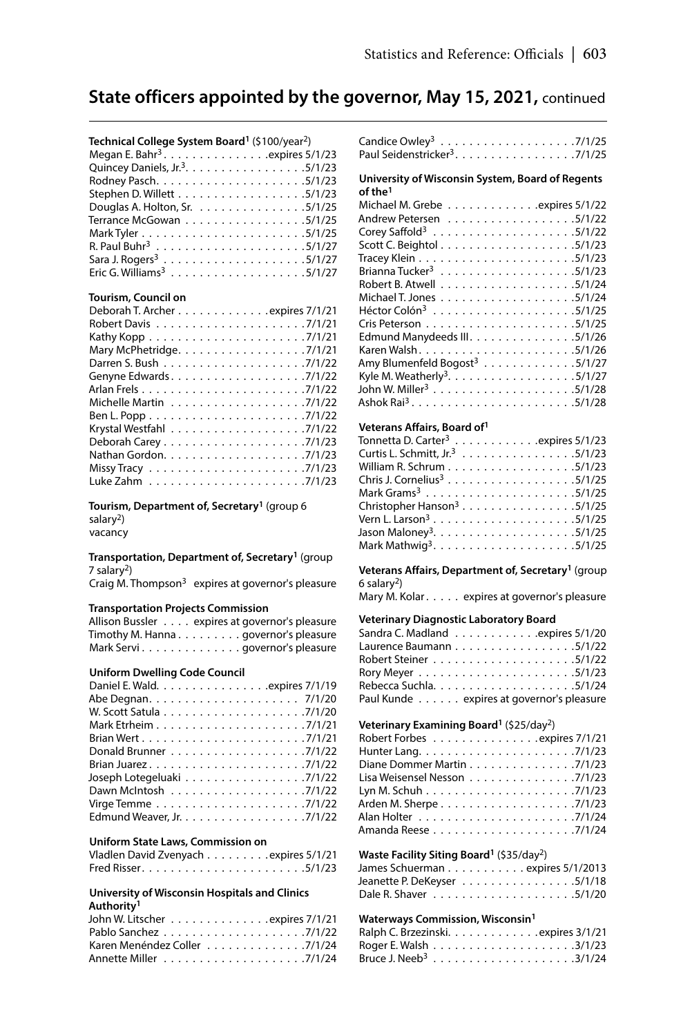## State officers appointed by the governor, May 15, 2021, continued

**Technical College System Board**[1] ($100/year[2])
Megan E. Bahr[3] . . . . . . . . . . . . . . .expires 5/1/23
Quincey Daniels, Jr.[3] . . . . . . . . . . . . . . . . .5/1/23
Rodney Pasch . . . . . . . . . . . . . . . . . . . . .5/1/23
Stephen D. Willett . . . . . . . . . . . . . . . . . .5/1/23
Douglas A. Holton, Sr. . . . . . . . . . . . . . . .5/1/25
Terrance McGowan . . . . . . . . . . . . . . . . .5/1/25
Mark Tyler . . . . . . . . . . . . . . . . . . . . . . .5/1/25
R. Paul Buhr[3] . . . . . . . . . . . . . . . . . . . . .5/1/27
Sara J. Rogers[3] . . . . . . . . . . . . . . . . . . . .5/1/27
Eric G. Williams[3] . . . . . . . . . . . . . . . . . . .5/1/27

**Tourism, Council on**
Deborah T. Archer . . . . . . . . . . . . .expires 7/1/21
Robert Davis . . . . . . . . . . . . . . . . . . . . .7/1/21
Kathy Kopp . . . . . . . . . . . . . . . . . . . . . .7/1/21
Mary McPhetridge . . . . . . . . . . . . . . . . . .7/1/21
Darren S. Bush . . . . . . . . . . . . . . . . . . . .7/1/22
Genyne Edwards . . . . . . . . . . . . . . . . . . .7/1/22
Arlan Frels . . . . . . . . . . . . . . . . . . . . . . .7/1/22
Michelle Martin . . . . . . . . . . . . . . . . . . .7/1/22
Ben L. Popp . . . . . . . . . . . . . . . . . . . . . .7/1/22
Krystal Westfahl . . . . . . . . . . . . . . . . . . .7/1/22
Deborah Carey . . . . . . . . . . . . . . . . . . . .7/1/23
Nathan Gordon . . . . . . . . . . . . . . . . . . . .7/1/23
Missy Tracy . . . . . . . . . . . . . . . . . . . . . .7/1/23
Luke Zahm . . . . . . . . . . . . . . . . . . . . . .7/1/23

**Tourism, Department of, Secretary**[1] (group 6 salary[2])
vacancy

**Transportation, Department of, Secretary**[1] (group 7 salary[2])
Craig M. Thompson[3] expires at governor's pleasure

**Transportation Projects Commission**
Allison Bussler . . . . expires at governor's pleasure
Timothy M. Hanna . . . . . . . . . governor's pleasure
Mark Servi . . . . . . . . . . . . . . governor's pleasure

**Uniform Dwelling Code Council**
Daniel E. Wald. . . . . . . . . . . . . . . . .expires 7/1/19
Abe Degnan . . . . . . . . . . . . . . . . . . . . . 7/1/20
W. Scott Satula . . . . . . . . . . . . . . . . . . . .7/1/20
Mark Etrheim . . . . . . . . . . . . . . . . . . . . .7/1/21
Brian Wert . . . . . . . . . . . . . . . . . . . . . . .7/1/21
Donald Brunner . . . . . . . . . . . . . . . . . . .7/1/22
Brian Juarez . . . . . . . . . . . . . . . . . . . . . .7/1/22
Joseph Lotegeluaki . . . . . . . . . . . . . . . . .7/1/22
Dawn McIntosh . . . . . . . . . . . . . . . . . . .7/1/22
Virge Temme . . . . . . . . . . . . . . . . . . . . .7/1/22
Edmund Weaver, Jr. . . . . . . . . . . . . . . . . .7/1/22

**Uniform State Laws, Commission on**
Vladlen David Zvenyach . . . . . . . . .expires 5/1/21
Fred Risser . . . . . . . . . . . . . . . . . . . . . . .5/1/23

**University of Wisconsin Hospitals and Clinics Authority**[1]
John W. Litscher . . . . . . . . . . . . . .expires 7/1/21
Pablo Sanchez . . . . . . . . . . . . . . . . . . . .7/1/22
Karen Menéndez Coller . . . . . . . . . . . . . .7/1/24
Annette Miller . . . . . . . . . . . . . . . . . . . .7/1/24
Candice Owley[3] . . . . . . . . . . . . . . . . . . .7/1/25
Paul Seidenstricker[3] . . . . . . . . . . . . . . . . .7/1/25

**University of Wisconsin System, Board of Regents of the**[1]
Michael M. Grebe . . . . . . . . . . . . .expires 5/1/22
Andrew Petersen . . . . . . . . . . . . . . . . . .5/1/22
Corey Saffold[3] . . . . . . . . . . . . . . . . . . . .5/1/22
Scott C. Beightol . . . . . . . . . . . . . . . . . . .5/1/23
Tracey Klein . . . . . . . . . . . . . . . . . . . . . .5/1/23
Brianna Tucker[3] . . . . . . . . . . . . . . . . . . .5/1/23
Robert B. Atwell . . . . . . . . . . . . . . . . . . .5/1/24
Michael T. Jones . . . . . . . . . . . . . . . . . . .5/1/24
Héctor Colón[3] . . . . . . . . . . . . . . . . . . . .5/1/25
Cris Peterson . . . . . . . . . . . . . . . . . . . . .5/1/25
Edmund Manydeeds III . . . . . . . . . . . . . . .5/1/26
Karen Walsh . . . . . . . . . . . . . . . . . . . . . .5/1/26
Amy Blumenfeld Bogost[3] . . . . . . . . . . . . .5/1/27
Kyle M. Weatherly[3] . . . . . . . . . . . . . . . . . .5/1/27
John W. Miller[3] . . . . . . . . . . . . . . . . . . . .5/1/28
Ashok Rai[3] . . . . . . . . . . . . . . . . . . . . . . .5/1/28

**Veterans Affairs, Board of**[1]
Tonnetta D. Carter[3] . . . . . . . . . . . .expires 5/1/23
Curtis L. Schmitt, Jr.[3] . . . . . . . . . . . . . . . .5/1/23
William R. Schrum . . . . . . . . . . . . . . . . . .5/1/23
Chris J. Cornelius[3] . . . . . . . . . . . . . . . . . .5/1/25
Mark Grams[3] . . . . . . . . . . . . . . . . . . . . .5/1/25
Christopher Hanson[3] . . . . . . . . . . . . . . . .5/1/25
Vern L. Larson[3] . . . . . . . . . . . . . . . . . . . .5/1/25
Jason Maloney[3] . . . . . . . . . . . . . . . . . . . .5/1/25
Mark Mathwig[3] . . . . . . . . . . . . . . . . . . . .5/1/25

**Veterans Affairs, Department of, Secretary**[1] (group 6 salary[2])
Mary M. Kolar . . . . . expires at governor's pleasure

**Veterinary Diagnostic Laboratory Board**
Sandra C. Madland . . . . . . . . . . . .expires 5/1/20
Laurence Baumann . . . . . . . . . . . . . . . . .5/1/22
Robert Steiner . . . . . . . . . . . . . . . . . . . .5/1/22
Rory Meyer . . . . . . . . . . . . . . . . . . . . . .5/1/23
Rebecca Suchla . . . . . . . . . . . . . . . . . . . .5/1/24
Paul Kunde . . . . . . expires at governor's pleasure

**Veterinary Examining Board**[1] ($25/day[2])
Robert Forbes . . . . . . . . . . . . . . .expires 7/1/21
Hunter Lang . . . . . . . . . . . . . . . . . . . . . .7/1/23
Diane Dommer Martin . . . . . . . . . . . . . . .7/1/23
Lisa Weisensel Nesson . . . . . . . . . . . . . . .7/1/23
Lyn M. Schuh . . . . . . . . . . . . . . . . . . . . .7/1/23
Arden M. Sherpe . . . . . . . . . . . . . . . . . . .7/1/23
Alan Holter . . . . . . . . . . . . . . . . . . . . . .7/1/24
Amanda Reese . . . . . . . . . . . . . . . . . . . .7/1/24

**Waste Facility Siting Board**[1] ($35/day[2])
James Schuerman . . . . . . . . . . . expires 5/1/2013
Jeanette P. DeKeyser . . . . . . . . . . . . . . . .5/1/18
Dale R. Shaver . . . . . . . . . . . . . . . . . . . .5/1/20

**Waterways Commission, Wisconsin**[1]
Ralph C. Brzezinski. . . . . . . . . . . . .expires 3/1/21
Roger E. Walsh . . . . . . . . . . . . . . . . . . . .3/1/23
Bruce J. Neeb[3] . . . . . . . . . . . . . . . . . . . .3/1/24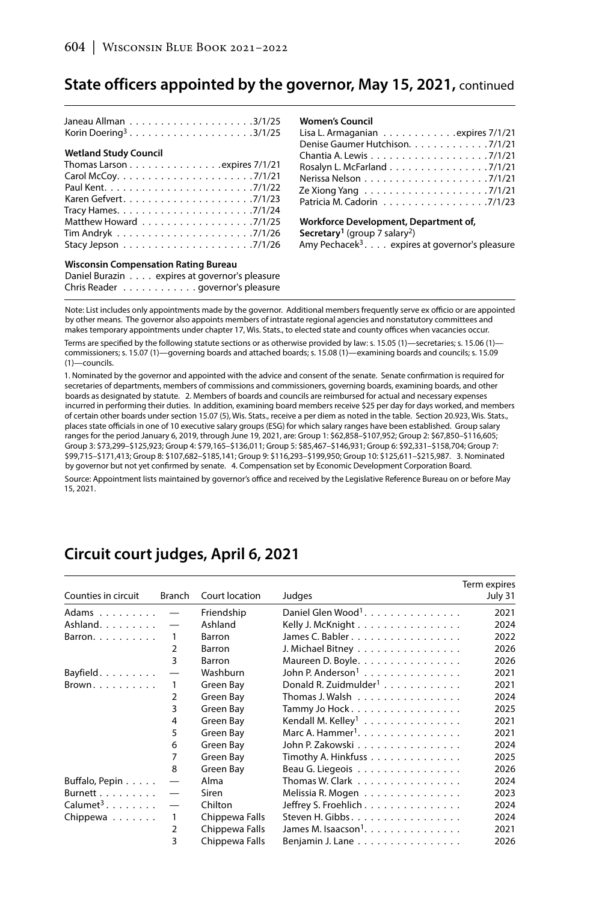## State officers appointed by the governor, May 15, 2021, continued

Janeau Allman . . . . . . . . . . . . . . . . . . . 3/1/25
Korin Doering[3] . . . . . . . . . . . . . . . . . . . 3/1/25

**Wetland Study Council**
Thomas Larson . . . . . . . . . . . . . . expires 7/1/21
Carol McCoy. . . . . . . . . . . . . . . . . . . . . 7/1/21
Paul Kent. . . . . . . . . . . . . . . . . . . . . . . 7/1/22
Karen Gefvert. . . . . . . . . . . . . . . . . . . . 7/1/23
Tracy Hames. . . . . . . . . . . . . . . . . . . . . 7/1/24
Matthew Howard . . . . . . . . . . . . . . . . . 7/1/25
Tim Andryk . . . . . . . . . . . . . . . . . . . . . 7/1/26
Stacy Jepson . . . . . . . . . . . . . . . . . . . . 7/1/26

**Wisconsin Compensation Rating Bureau**
Daniel Burazin . . . . expires at governor's pleasure
Chris Reader . . . . . . . . . . . . governor's pleasure

**Women's Council**
Lisa L. Armaganian . . . . . . . . . . . . expires 7/1/21
Denise Gaumer Hutchison. . . . . . . . . . . . 7/1/21
Chantia A. Lewis . . . . . . . . . . . . . . . . . . 7/1/21
Rosalyn L. McFarland . . . . . . . . . . . . . . . 7/1/21
Nerissa Nelson . . . . . . . . . . . . . . . . . . . 7/1/21
Ze Xiong Yang . . . . . . . . . . . . . . . . . . . 7/1/21
Patricia M. Cadorin . . . . . . . . . . . . . . . . 7/1/23

**Workforce Development, Department of, Secretary[1]** (group 7 salary[2])
Amy Pechacek[3]. . . . expires at governor's pleasure

Note: List includes only appointments made by the governor. Additional members frequently serve ex officio or are appointed by other means. The governor also appoints members of intrastate regional agencies and nonstatutory committees and makes temporary appointments under chapter 17, Wis. Stats., to elected state and county offices when vacancies occur.

Terms are specified by the following statute sections or as otherwise provided by law: s. 15.05 (1)—secretaries; s. 15.06 (1)—commissioners; s. 15.07 (1)—governing boards and attached boards; s. 15.08 (1)—examining boards and councils; s. 15.09 (1)—councils.

1. Nominated by the governor and appointed with the advice and consent of the senate. Senate confirmation is required for secretaries of departments, members of commissions and commissioners, governing boards, examining boards, and other boards as designated by statute. 2. Members of boards and councils are reimbursed for actual and necessary expenses incurred in performing their duties. In addition, examining board members receive $25 per day for days worked, and members of certain other boards under section 15.07 (5), Wis. Stats., receive a per diem as noted in the table. Section 20.923, Wis. Stats., places state officials in one of 10 executive salary groups (ESG) for which salary ranges have been established. Group salary ranges for the period January 6, 2019, through June 19, 2021, are: Group 1: $62,858–$107,952; Group 2: $67,850–$116,605; Group 3: $73,299–$125,923; Group 4: $79,165–$136,011; Group 5: $85,467–$146,931; Group 6: $92,331–$158,704; Group 7: $99,715–$171,413; Group 8: $107,682–$185,141; Group 9: $116,293–$199,950; Group 10: $125,611–$215,987. 3. Nominated by governor but not yet confirmed by senate. 4. Compensation set by Economic Development Corporation Board.

Source: Appointment lists maintained by governor's office and received by the Legislative Reference Bureau on or before May 15, 2021.

## Circuit court judges, April 6, 2021

| Counties in circuit | Branch | Court location | Judges | Term expires July 31 |
|---|---|---|---|---|
| Adams | — | Friendship | Daniel Glen Wood[1] | 2021 |
| Ashland | — | Ashland | Kelly J. McKnight | 2024 |
| Barron | 1 | Barron | James C. Babler | 2022 |
| | 2 | Barron | J. Michael Bitney | 2026 |
| | 3 | Barron | Maureen D. Boyle | 2026 |
| Bayfield | — | Washburn | John P. Anderson[1] | 2021 |
| Brown | 1 | Green Bay | Donald R. Zuidmulder[1] | 2021 |
| | 2 | Green Bay | Thomas J. Walsh | 2024 |
| | 3 | Green Bay | Tammy Jo Hock | 2025 |
| | 4 | Green Bay | Kendall M. Kelley[1] | 2021 |
| | 5 | Green Bay | Marc A. Hammer[1] | 2021 |
| | 6 | Green Bay | John P. Zakowski | 2024 |
| | 7 | Green Bay | Timothy A. Hinkfuss | 2025 |
| | 8 | Green Bay | Beau G. Liegeois | 2026 |
| Buffalo, Pepin | — | Alma | Thomas W. Clark | 2024 |
| Burnett | — | Siren | Melissia R. Mogen | 2023 |
| Calumet[3] | — | Chilton | Jeffrey S. Froehlich | 2024 |
| Chippewa | 1 | Chippewa Falls | Steven H. Gibbs | 2024 |
| | 2 | Chippewa Falls | James M. Isaacson[1] | 2021 |
| | 3 | Chippewa Falls | Benjamin J. Lane | 2026 |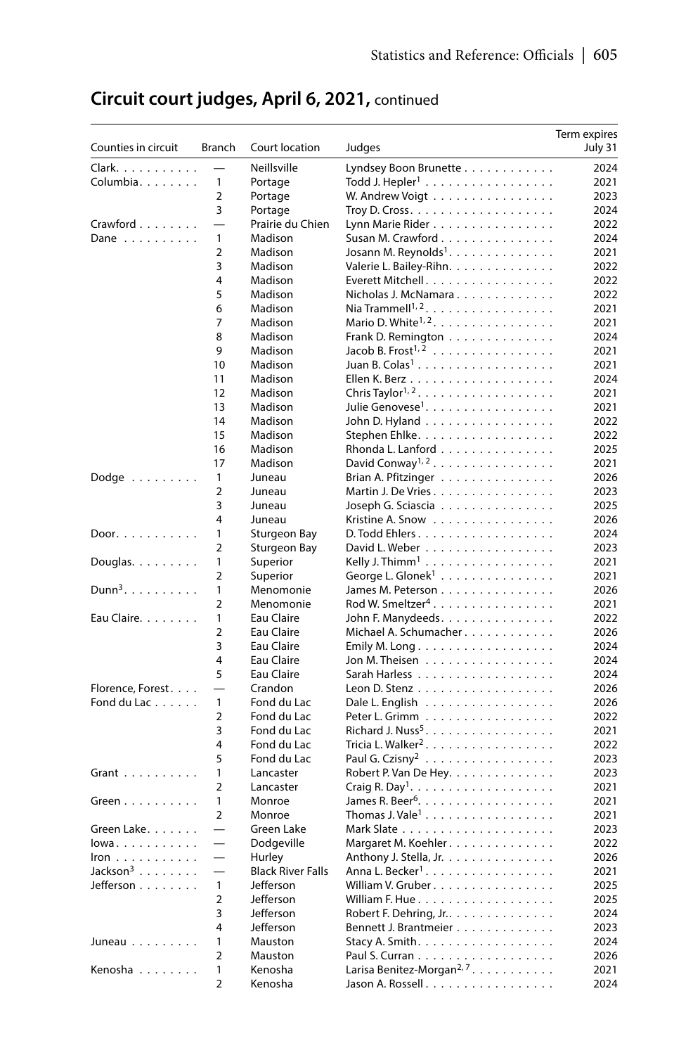## Circuit court judges, April 6, 2021, continued

| Counties in circuit | Branch | Court location | Judges | Term expires July 31 |
|---|---|---|---|---|
| Clark | — | Neillsville | Lyndsey Boon Brunette | 2024 |
| Columbia | 1 | Portage | Todd J. Hepler[1] | 2021 |
| | 2 | Portage | W. Andrew Voigt | 2023 |
| | 3 | Portage | Troy D. Cross | 2024 |
| Crawford | — | Prairie du Chien | Lynn Marie Rider | 2022 |
| Dane | 1 | Madison | Susan M. Crawford | 2024 |
| | 2 | Madison | Josann M. Reynolds[1] | 2021 |
| | 3 | Madison | Valerie L. Bailey-Rihn | 2022 |
| | 4 | Madison | Everett Mitchell | 2022 |
| | 5 | Madison | Nicholas J. McNamara | 2022 |
| | 6 | Madison | Nia Trammell[1, 2] | 2021 |
| | 7 | Madison | Mario D. White[1, 2] | 2021 |
| | 8 | Madison | Frank D. Remington | 2024 |
| | 9 | Madison | Jacob B. Frost[1, 2] | 2021 |
| | 10 | Madison | Juan B. Colas[1] | 2021 |
| | 11 | Madison | Ellen K. Berz | 2024 |
| | 12 | Madison | Chris Taylor[1, 2] | 2021 |
| | 13 | Madison | Julie Genovese[1] | 2021 |
| | 14 | Madison | John D. Hyland | 2022 |
| | 15 | Madison | Stephen Ehlke | 2022 |
| | 16 | Madison | Rhonda L. Lanford | 2025 |
| | 17 | Madison | David Conway[1, 2] | 2021 |
| Dodge | 1 | Juneau | Brian A. Pfitzinger | 2026 |
| | 2 | Juneau | Martin J. De Vries | 2023 |
| | 3 | Juneau | Joseph G. Sciascia | 2025 |
| | 4 | Juneau | Kristine A. Snow | 2026 |
| Door | 1 | Sturgeon Bay | D. Todd Ehlers | 2024 |
| | 2 | Sturgeon Bay | David L. Weber | 2023 |
| Douglas | 1 | Superior | Kelly J. Thimm[1] | 2021 |
| | 2 | Superior | George L. Glonek[1] | 2021 |
| Dunn[3] | 1 | Menomonie | James M. Peterson | 2026 |
| | 2 | Menomonie | Rod W. Smeltzer[4] | 2021 |
| Eau Claire | 1 | Eau Claire | John F. Manydeeds | 2022 |
| | 2 | Eau Claire | Michael A. Schumacher | 2026 |
| | 3 | Eau Claire | Emily M. Long | 2024 |
| | 4 | Eau Claire | Jon M. Theisen | 2024 |
| | 5 | Eau Claire | Sarah Harless | 2024 |
| Florence, Forest | — | Crandon | Leon D. Stenz | 2026 |
| Fond du Lac | 1 | Fond du Lac | Dale L. English | 2026 |
| | 2 | Fond du Lac | Peter L. Grimm | 2022 |
| | 3 | Fond du Lac | Richard J. Nuss[5] | 2021 |
| | 4 | Fond du Lac | Tricia L. Walker[2] | 2022 |
| | 5 | Fond du Lac | Paul G. Czisny[2] | 2023 |
| Grant | 1 | Lancaster | Robert P. Van De Hey | 2023 |
| | 2 | Lancaster | Craig R. Day[1] | 2021 |
| Green | 1 | Monroe | James R. Beer[6] | 2021 |
| | 2 | Monroe | Thomas J. Vale[1] | 2021 |
| Green Lake | — | Green Lake | Mark Slate | 2023 |
| Iowa | — | Dodgeville | Margaret M. Koehler | 2022 |
| Iron | — | Hurley | Anthony J. Stella, Jr. | 2026 |
| Jackson[3] | — | Black River Falls | Anna L. Becker[1] | 2021 |
| Jefferson | 1 | Jefferson | William V. Gruber | 2025 |
| | 2 | Jefferson | William F. Hue | 2025 |
| | 3 | Jefferson | Robert F. Dehring, Jr. | 2024 |
| | 4 | Jefferson | Bennett J. Brantmeier | 2023 |
| Juneau | 1 | Mauston | Stacy A. Smith | 2024 |
| | 2 | Mauston | Paul S. Curran | 2026 |
| Kenosha | 1 | Kenosha | Larisa Benitez-Morgan[2, 7] | 2021 |
| | 2 | Kenosha | Jason A. Rossell | 2024 |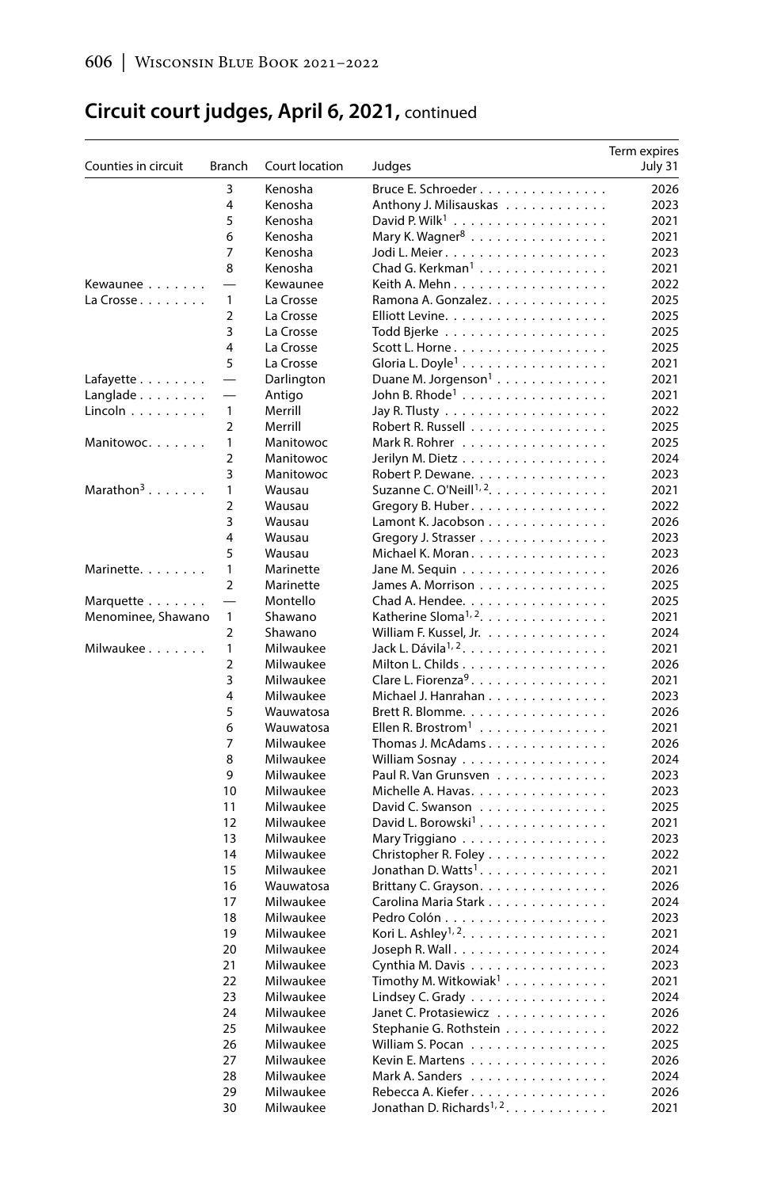## Circuit court judges, April 6, 2021, continued

| Counties in circuit | Branch | Court location | Judges | Term expires July 31 |
|---|---|---|---|---|
| | 3 | Kenosha | Bruce E. Schroeder | 2026 |
| | 4 | Kenosha | Anthony J. Milisauskas | 2023 |
| | 5 | Kenosha | David P. Wilk[1] | 2021 |
| | 6 | Kenosha | Mary K. Wagner[8] | 2021 |
| | 7 | Kenosha | Jodi L. Meier | 2023 |
| | 8 | Kenosha | Chad G. Kerkman[1] | 2021 |
| Kewaunee | — | Kewaunee | Keith A. Mehn | 2022 |
| La Crosse | 1 | La Crosse | Ramona A. Gonzalez | 2025 |
| | 2 | La Crosse | Elliott Levine | 2025 |
| | 3 | La Crosse | Todd Bjerke | 2025 |
| | 4 | La Crosse | Scott L. Horne | 2025 |
| | 5 | La Crosse | Gloria L. Doyle[1] | 2021 |
| Lafayette | — | Darlington | Duane M. Jorgenson[1] | 2021 |
| Langlade | — | Antigo | John B. Rhode[1] | 2021 |
| Lincoln | 1 | Merrill | Jay R. Tlusty | 2022 |
| | 2 | Merrill | Robert R. Russell | 2025 |
| Manitowoc | 1 | Manitowoc | Mark R. Rohrer | 2025 |
| | 2 | Manitowoc | Jerilyn M. Dietz | 2024 |
| | 3 | Manitowoc | Robert P. Dewane | 2023 |
| Marathon[3] | 1 | Wausau | Suzanne C. O'Neill[1, 2] | 2021 |
| | 2 | Wausau | Gregory B. Huber | 2022 |
| | 3 | Wausau | Lamont K. Jacobson | 2026 |
| | 4 | Wausau | Gregory J. Strasser | 2023 |
| | 5 | Wausau | Michael K. Moran | 2023 |
| Marinette | 1 | Marinette | Jane M. Sequin | 2026 |
| | 2 | Marinette | James A. Morrison | 2025 |
| Marquette | — | Montello | Chad A. Hendee | 2025 |
| Menominee, Shawano | 1 | Shawano | Katherine Sloma[1, 2] | 2021 |
| | 2 | Shawano | William F. Kussel, Jr. | 2024 |
| Milwaukee | 1 | Milwaukee | Jack L. Dávila[1, 2] | 2021 |
| | 2 | Milwaukee | Milton L. Childs | 2026 |
| | 3 | Milwaukee | Clare L. Fiorenza[9] | 2021 |
| | 4 | Milwaukee | Michael J. Hanrahan | 2023 |
| | 5 | Wauwatosa | Brett R. Blomme | 2026 |
| | 6 | Wauwatosa | Ellen R. Brostrom[1] | 2021 |
| | 7 | Milwaukee | Thomas J. McAdams | 2026 |
| | 8 | Milwaukee | William Sosnay | 2024 |
| | 9 | Milwaukee | Paul R. Van Grunsven | 2023 |
| | 10 | Milwaukee | Michelle A. Havas | 2023 |
| | 11 | Milwaukee | David C. Swanson | 2025 |
| | 12 | Milwaukee | David L. Borowski[1] | 2021 |
| | 13 | Milwaukee | Mary Triggiano | 2023 |
| | 14 | Milwaukee | Christopher R. Foley | 2022 |
| | 15 | Milwaukee | Jonathan D. Watts[1] | 2021 |
| | 16 | Wauwatosa | Brittany C. Grayson | 2026 |
| | 17 | Milwaukee | Carolina Maria Stark | 2024 |
| | 18 | Milwaukee | Pedro Colón | 2023 |
| | 19 | Milwaukee | Kori L. Ashley[1, 2] | 2021 |
| | 20 | Milwaukee | Joseph R. Wall | 2024 |
| | 21 | Milwaukee | Cynthia M. Davis | 2023 |
| | 22 | Milwaukee | Timothy M. Witkowiak[1] | 2021 |
| | 23 | Milwaukee | Lindsey C. Grady | 2024 |
| | 24 | Milwaukee | Janet C. Protasiewicz | 2026 |
| | 25 | Milwaukee | Stephanie G. Rothstein | 2022 |
| | 26 | Milwaukee | William S. Pocan | 2025 |
| | 27 | Milwaukee | Kevin E. Martens | 2026 |
| | 28 | Milwaukee | Mark A. Sanders | 2024 |
| | 29 | Milwaukee | Rebecca A. Kiefer | 2026 |
| | 30 | Milwaukee | Jonathan D. Richards[1, 2] | 2021 |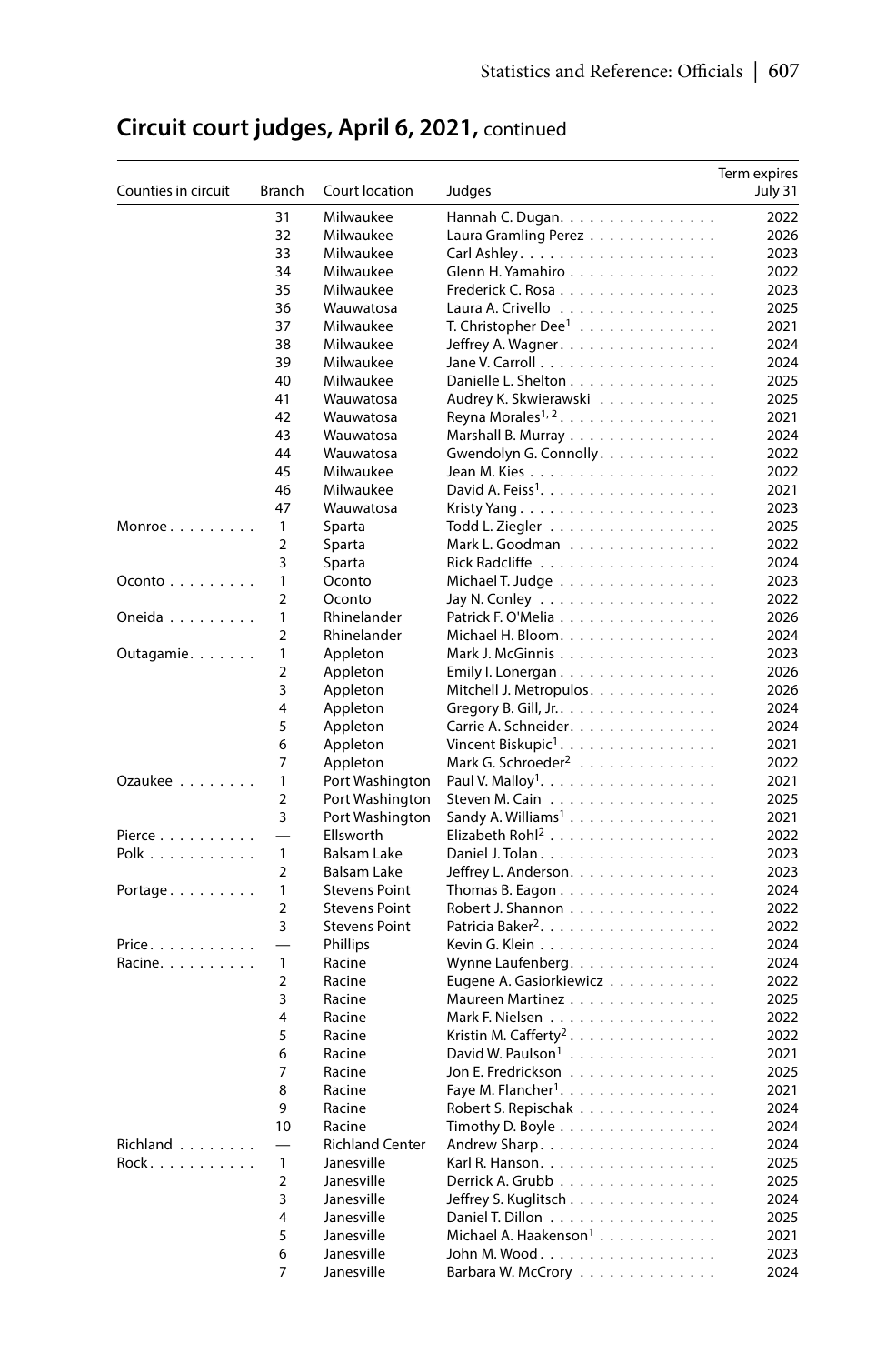## Circuit court judges, April 6, 2021, continued

| Counties in circuit | Branch | Court location | Judges | Term expires July 31 |
|---|---|---|---|---|
| | 31 | Milwaukee | Hannah C. Dugan | 2022 |
| | 32 | Milwaukee | Laura Gramling Perez | 2026 |
| | 33 | Milwaukee | Carl Ashley | 2023 |
| | 34 | Milwaukee | Glenn H. Yamahiro | 2022 |
| | 35 | Milwaukee | Frederick C. Rosa | 2023 |
| | 36 | Wauwatosa | Laura A. Crivello | 2025 |
| | 37 | Milwaukee | T. Christopher Dee[1] | 2021 |
| | 38 | Milwaukee | Jeffrey A. Wagner | 2024 |
| | 39 | Milwaukee | Jane V. Carroll | 2024 |
| | 40 | Milwaukee | Danielle L. Shelton | 2025 |
| | 41 | Wauwatosa | Audrey K. Skwierawski | 2025 |
| | 42 | Wauwatosa | Reyna Morales[1, 2] | 2021 |
| | 43 | Wauwatosa | Marshall B. Murray | 2024 |
| | 44 | Wauwatosa | Gwendolyn G. Connolly | 2022 |
| | 45 | Milwaukee | Jean M. Kies | 2022 |
| | 46 | Milwaukee | David A. Feiss[1] | 2021 |
| | 47 | Wauwatosa | Kristy Yang | 2023 |
| Monroe | 1 | Sparta | Todd L. Ziegler | 2025 |
| | 2 | Sparta | Mark L. Goodman | 2022 |
| | 3 | Sparta | Rick Radcliffe | 2024 |
| Oconto | 1 | Oconto | Michael T. Judge | 2023 |
| | 2 | Oconto | Jay N. Conley | 2022 |
| Oneida | 1 | Rhinelander | Patrick F. O'Melia | 2026 |
| | 2 | Rhinelander | Michael H. Bloom | 2024 |
| Outagamie | 1 | Appleton | Mark J. McGinnis | 2023 |
| | 2 | Appleton | Emily I. Lonergan | 2026 |
| | 3 | Appleton | Mitchell J. Metropulos | 2026 |
| | 4 | Appleton | Gregory B. Gill, Jr. | 2024 |
| | 5 | Appleton | Carrie A. Schneider | 2024 |
| | 6 | Appleton | Vincent Biskupic[1] | 2021 |
| | 7 | Appleton | Mark G. Schroeder[2] | 2022 |
| Ozaukee | 1 | Port Washington | Paul V. Malloy[1] | 2021 |
| | 2 | Port Washington | Steven M. Cain | 2025 |
| | 3 | Port Washington | Sandy A. Williams[1] | 2021 |
| Pierce | — | Ellsworth | Elizabeth Rohl[2] | 2022 |
| Polk | 1 | Balsam Lake | Daniel J. Tolan | 2023 |
| | 2 | Balsam Lake | Jeffrey L. Anderson | 2023 |
| Portage | 1 | Stevens Point | Thomas B. Eagon | 2024 |
| | 2 | Stevens Point | Robert J. Shannon | 2022 |
| | 3 | Stevens Point | Patricia Baker[2] | 2022 |
| Price | — | Phillips | Kevin G. Klein | 2024 |
| Racine | 1 | Racine | Wynne Laufenberg | 2024 |
| | 2 | Racine | Eugene A. Gasiorkiewicz | 2022 |
| | 3 | Racine | Maureen Martinez | 2025 |
| | 4 | Racine | Mark F. Nielsen | 2022 |
| | 5 | Racine | Kristin M. Cafferty[2] | 2022 |
| | 6 | Racine | David W. Paulson[1] | 2021 |
| | 7 | Racine | Jon E. Fredrickson | 2025 |
| | 8 | Racine | Faye M. Flancher[1] | 2021 |
| | 9 | Racine | Robert S. Repischak | 2024 |
| | 10 | Racine | Timothy D. Boyle | 2024 |
| Richland | — | Richland Center | Andrew Sharp | 2024 |
| Rock | 1 | Janesville | Karl R. Hanson | 2025 |
| | 2 | Janesville | Derrick A. Grubb | 2025 |
| | 3 | Janesville | Jeffrey S. Kuglitsch | 2024 |
| | 4 | Janesville | Daniel T. Dillon | 2025 |
| | 5 | Janesville | Michael A. Haakenson[1] | 2021 |
| | 6 | Janesville | John M. Wood | 2023 |
| | 7 | Janesville | Barbara W. McCrory | 2024 |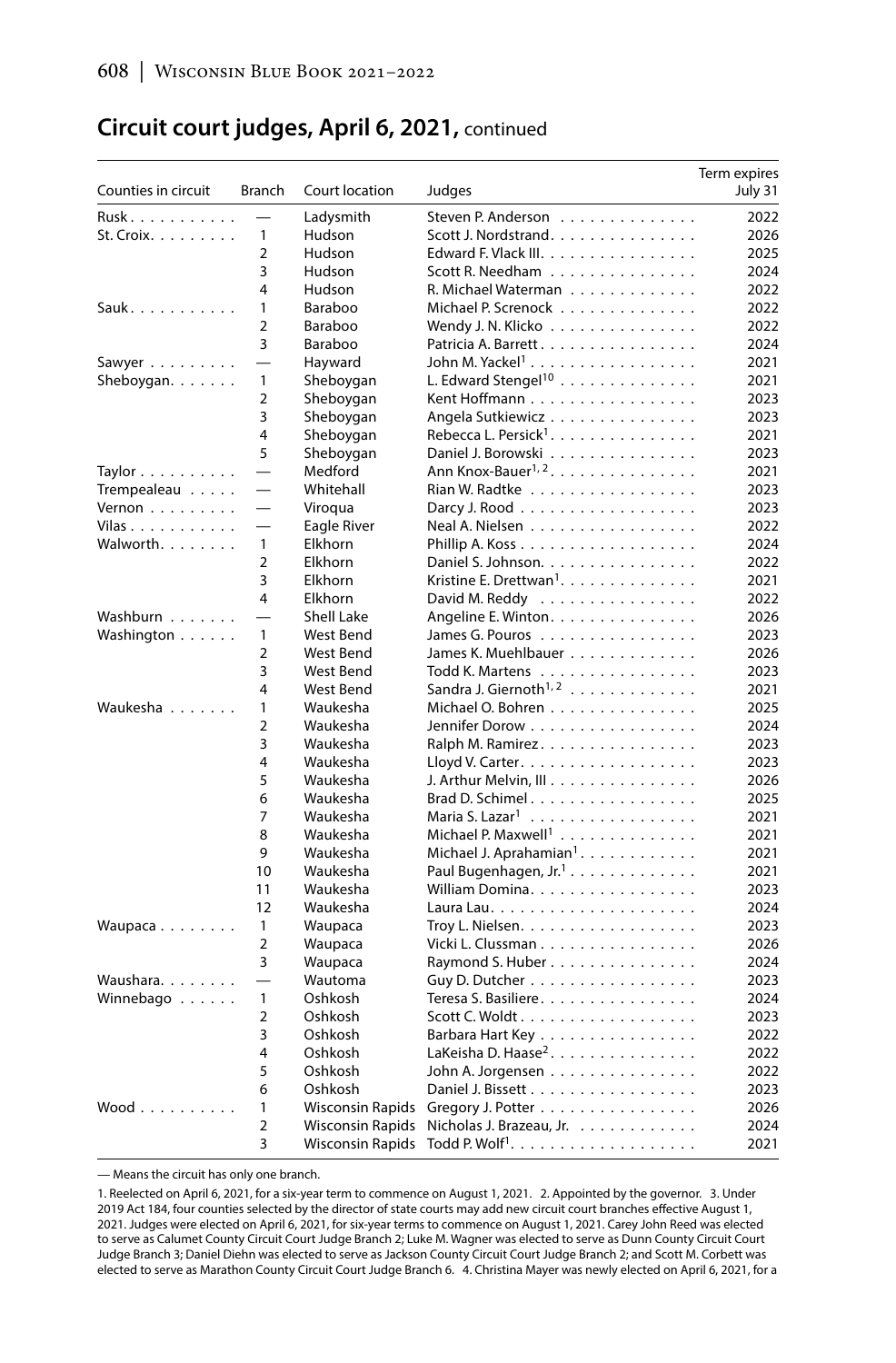## Circuit court judges, April 6, 2021, continued

| Counties in circuit | Branch | Court location | Judges | Term expires July 31 |
|---|---|---|---|---|
| Rusk | — | Ladysmith | Steven P. Anderson | 2022 |
| St. Croix | 1 | Hudson | Scott J. Nordstrand | 2026 |
| | 2 | Hudson | Edward F. Vlack III | 2025 |
| | 3 | Hudson | Scott R. Needham | 2024 |
| | 4 | Hudson | R. Michael Waterman | 2022 |
| Sauk | 1 | Baraboo | Michael P. Screnock | 2022 |
| | 2 | Baraboo | Wendy J. N. Klicko | 2022 |
| | 3 | Baraboo | Patricia A. Barrett | 2024 |
| Sawyer | — | Hayward | John M. Yackel[1] | 2021 |
| Sheboygan | 1 | Sheboygan | L. Edward Stengel[10] | 2021 |
| | 2 | Sheboygan | Kent Hoffmann | 2023 |
| | 3 | Sheboygan | Angela Sutkiewicz | 2023 |
| | 4 | Sheboygan | Rebecca L. Persick[1] | 2021 |
| | 5 | Sheboygan | Daniel J. Borowski | 2023 |
| Taylor | — | Medford | Ann Knox-Bauer[1,2] | 2021 |
| Trempealeau | — | Whitehall | Rian W. Radtke | 2023 |
| Vernon | — | Viroqua | Darcy J. Rood | 2023 |
| Vilas | — | Eagle River | Neal A. Nielsen | 2022 |
| Walworth | 1 | Elkhorn | Phillip A. Koss | 2024 |
| | 2 | Elkhorn | Daniel S. Johnson | 2022 |
| | 3 | Elkhorn | Kristine E. Drettwan[1] | 2021 |
| | 4 | Elkhorn | David M. Reddy | 2022 |
| Washburn | — | Shell Lake | Angeline E. Winton | 2026 |
| Washington | 1 | West Bend | James G. Pouros | 2023 |
| | 2 | West Bend | James K. Muehlbauer | 2026 |
| | 3 | West Bend | Todd K. Martens | 2023 |
| | 4 | West Bend | Sandra J. Giernoth[1,2] | 2021 |
| Waukesha | 1 | Waukesha | Michael O. Bohren | 2025 |
| | 2 | Waukesha | Jennifer Dorow | 2024 |
| | 3 | Waukesha | Ralph M. Ramirez | 2023 |
| | 4 | Waukesha | Lloyd V. Carter | 2023 |
| | 5 | Waukesha | J. Arthur Melvin, III | 2026 |
| | 6 | Waukesha | Brad D. Schimel | 2025 |
| | 7 | Waukesha | Maria S. Lazar[1] | 2021 |
| | 8 | Waukesha | Michael P. Maxwell[1] | 2021 |
| | 9 | Waukesha | Michael J. Aprahamian[1] | 2021 |
| | 10 | Waukesha | Paul Bugenhagen, Jr.[1] | 2021 |
| | 11 | Waukesha | William Domina | 2023 |
| | 12 | Waukesha | Laura Lau | 2024 |
| Waupaca | 1 | Waupaca | Troy L. Nielsen | 2023 |
| | 2 | Waupaca | Vicki L. Clussman | 2026 |
| | 3 | Waupaca | Raymond S. Huber | 2024 |
| Waushara | — | Wautoma | Guy D. Dutcher | 2023 |
| Winnebago | 1 | Oshkosh | Teresa S. Basiliere | 2024 |
| | 2 | Oshkosh | Scott C. Woldt | 2023 |
| | 3 | Oshkosh | Barbara Hart Key | 2022 |
| | 4 | Oshkosh | LaKeisha D. Haase[2] | 2022 |
| | 5 | Oshkosh | John A. Jorgensen | 2022 |
| | 6 | Oshkosh | Daniel J. Bissett | 2023 |
| Wood | 1 | Wisconsin Rapids | Gregory J. Potter | 2026 |
| | 2 | Wisconsin Rapids | Nicholas J. Brazeau, Jr. | 2024 |
| | 3 | Wisconsin Rapids | Todd P. Wolf[1] | 2021 |

— Means the circuit has only one branch.

1. Reelected on April 6, 2021, for a six-year term to commence on August 1, 2021. 2. Appointed by the governor. 3. Under 2019 Act 184, four counties selected by the director of state courts may add new circuit court branches effective August 1, 2021. Judges were elected on April 6, 2021, for six-year terms to commence on August 1, 2021. Carey John Reed was elected to serve as Calumet County Circuit Court Judge Branch 2; Luke M. Wagner was elected to serve as Dunn County Circuit Court Judge Branch 3; Daniel Diehn was elected to serve as Jackson County Circuit Court Judge Branch 2; and Scott M. Corbett was elected to serve as Marathon County Circuit Court Judge Branch 6. 4. Christina Mayer was newly elected on April 6, 2021, for a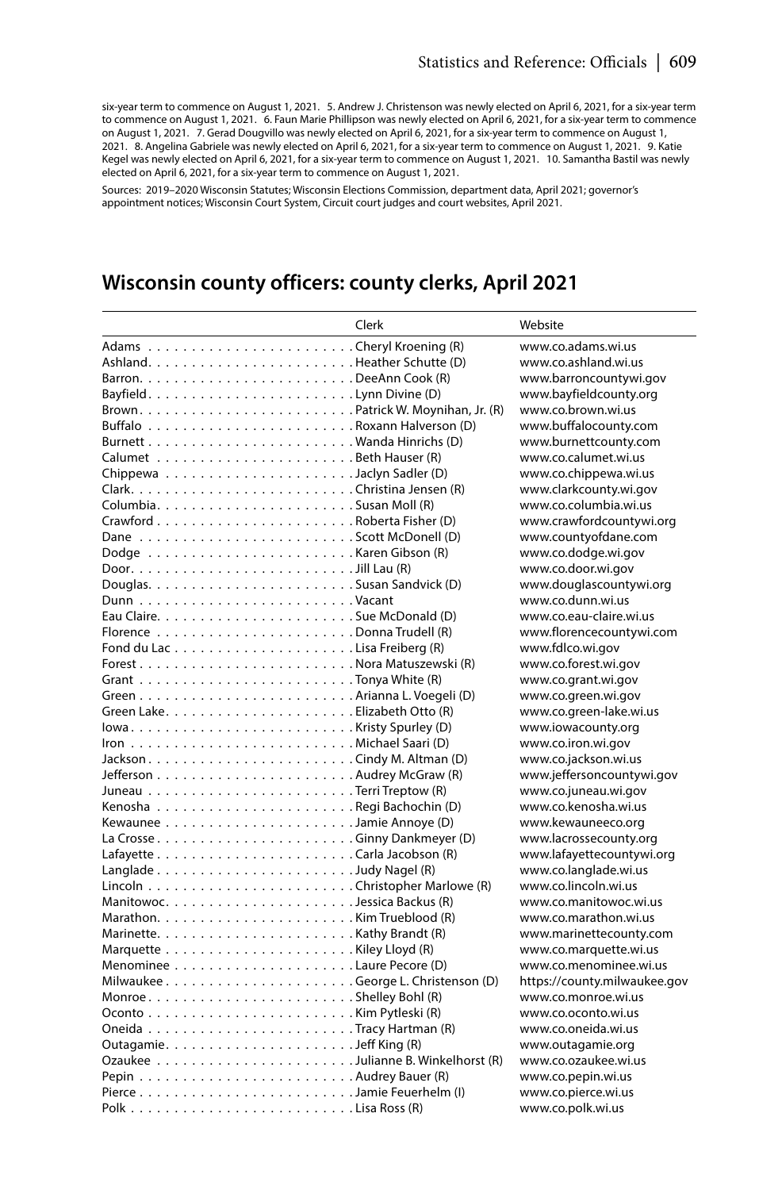six-year term to commence on August 1, 2021. 5. Andrew J. Christenson was newly elected on April 6, 2021, for a six-year term to commence on August 1, 2021. 6. Faun Marie Phillipson was newly elected on April 6, 2021, for a six-year term to commence on August 1, 2021. 7. Gerad Dougvillo was newly elected on April 6, 2021, for a six-year term to commence on August 1, 2021. 8. Angelina Gabriele was newly elected on April 6, 2021, for a six-year term to commence on August 1, 2021. 9. Katie Kegel was newly elected on April 6, 2021, for a six-year term to commence on August 1, 2021. 10. Samantha Bastil was newly elected on April 6, 2021, for a six-year term to commence on August 1, 2021.

Sources: 2019–2020 Wisconsin Statutes; Wisconsin Elections Commission, department data, April 2021; governor's appointment notices; Wisconsin Court System, Circuit court judges and court websites, April 2021.

## Wisconsin county officers: county clerks, April 2021

| | Clerk | Website |
|---|---|---|
| Adams | Cheryl Kroening (R) | www.co.adams.wi.us |
| Ashland | Heather Schutte (D) | www.co.ashland.wi.us |
| Barron | DeeAnn Cook (R) | www.barroncountywi.gov |
| Bayfield | Lynn Divine (D) | www.bayfieldcounty.org |
| Brown | Patrick W. Moynihan, Jr. (R) | www.co.brown.wi.us |
| Buffalo | Roxann Halverson (D) | www.buffalocounty.com |
| Burnett | Wanda Hinrichs (D) | www.burnettcounty.com |
| Calumet | Beth Hauser (R) | www.co.calumet.wi.us |
| Chippewa | Jaclyn Sadler (D) | www.co.chippewa.wi.us |
| Clark | Christina Jensen (R) | www.clarkcounty.wi.gov |
| Columbia | Susan Moll (R) | www.co.columbia.wi.us |
| Crawford | Roberta Fisher (D) | www.crawfordcountywi.org |
| Dane | Scott McDonell (D) | www.countyofdane.com |
| Dodge | Karen Gibson (R) | www.co.dodge.wi.gov |
| Door | Jill Lau (R) | www.co.door.wi.gov |
| Douglas | Susan Sandvick (D) | www.douglascountywi.org |
| Dunn | Vacant | www.co.dunn.wi.us |
| Eau Claire | Sue McDonald (D) | www.co.eau-claire.wi.us |
| Florence | Donna Trudell (R) | www.florencecountywi.com |
| Fond du Lac | Lisa Freiberg (R) | www.fdlco.wi.gov |
| Forest | Nora Matuszewski (R) | www.co.forest.wi.gov |
| Grant | Tonya White (R) | www.co.grant.wi.gov |
| Green | Arianna L. Voegeli (D) | www.co.green.wi.gov |
| Green Lake | Elizabeth Otto (R) | www.co.green-lake.wi.us |
| Iowa | Kristy Spurley (D) | www.iowacounty.org |
| Iron | Michael Saari (D) | www.co.iron.wi.gov |
| Jackson | Cindy M. Altman (D) | www.co.jackson.wi.us |
| Jefferson | Audrey McGraw (R) | www.jeffersoncountywi.gov |
| Juneau | Terri Treptow (R) | www.co.juneau.wi.gov |
| Kenosha | Regi Bachochin (D) | www.co.kenosha.wi.us |
| Kewaunee | Jamie Annoye (D) | www.kewauneeco.org |
| La Crosse | Ginny Dankmeyer (D) | www.lacrossecounty.org |
| Lafayette | Carla Jacobson (R) | www.lafayettecountywi.org |
| Langlade | Judy Nagel (R) | www.co.langlade.wi.us |
| Lincoln | Christopher Marlowe (R) | www.co.lincoln.wi.us |
| Manitowoc | Jessica Backus (R) | www.co.manitowoc.wi.us |
| Marathon | Kim Trueblood (R) | www.co.marathon.wi.us |
| Marinette | Kathy Brandt (R) | www.marinettecounty.com |
| Marquette | Kiley Lloyd (R) | www.co.marquette.wi.us |
| Menominee | Laure Pecore (D) | www.co.menominee.wi.us |
| Milwaukee | George L. Christenson (D) | https://county.milwaukee.gov |
| Monroe | Shelley Bohl (R) | www.co.monroe.wi.us |
| Oconto | Kim Pytleski (R) | www.co.oconto.wi.us |
| Oneida | Tracy Hartman (R) | www.co.oneida.wi.us |
| Outagamie | Jeff King (R) | www.outagamie.org |
| Ozaukee | Julianne B. Winkelhorst (R) | www.co.ozaukee.wi.us |
| Pepin | Audrey Bauer (R) | www.co.pepin.wi.us |
| Pierce | Jamie Feuerhelm (I) | www.co.pierce.wi.us |
| Polk | Lisa Ross (R) | www.co.polk.wi.us |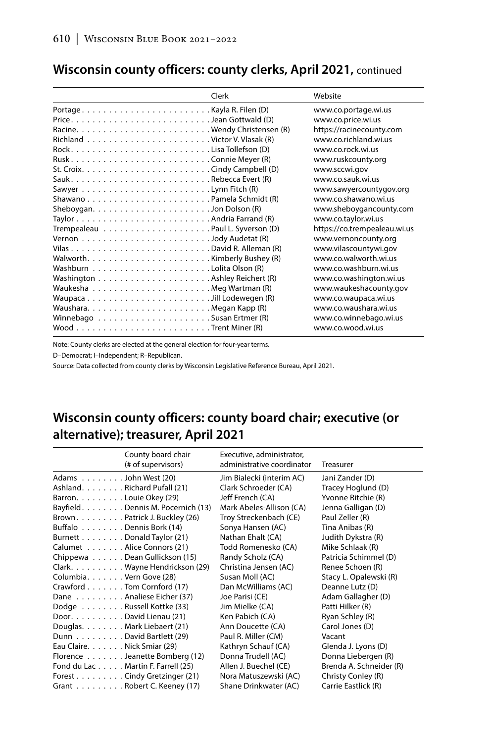## Wisconsin county officers: county clerks, April 2021, continued

| | Clerk | Website |
|---|---|---|
| Portage | Kayla R. Filen (D) | www.co.portage.wi.us |
| Price | Jean Gottwald (D) | www.co.price.wi.us |
| Racine | Wendy Christensen (R) | https://racinecounty.com |
| Richland | Victor V. Vlasak (R) | www.co.richland.wi.us |
| Rock | Lisa Tollefson (D) | www.co.rock.wi.us |
| Rusk | Connie Meyer (R) | www.ruskcounty.org |
| St. Croix | Cindy Campbell (D) | www.sccwi.gov |
| Sauk | Rebecca Evert (R) | www.co.sauk.wi.us |
| Sawyer | Lynn Fitch (R) | www.sawyercountygov.org |
| Shawano | Pamela Schmidt (R) | www.co.shawano.wi.us |
| Sheboygan | Jon Dolson (R) | www.sheboygancounty.com |
| Taylor | Andria Farrand (R) | www.co.taylor.wi.us |
| Trempealeau | Paul L. Syverson (D) | https://co.trempealeau.wi.us |
| Vernon | Jody Audetat (R) | www.vernoncounty.org |
| Vilas | David R. Alleman (R) | www.vilascountywi.gov |
| Walworth | Kimberly Bushey (R) | www.co.walworth.wi.us |
| Washburn | Lolita Olson (R) | www.co.washburn.wi.us |
| Washington | Ashley Reichert (R) | www.co.washington.wi.us |
| Waukesha | Meg Wartman (R) | www.waukeshacounty.gov |
| Waupaca | Jill Lodewegen (R) | www.co.waupaca.wi.us |
| Waushara | Megan Kapp (R) | www.co.waushara.wi.us |
| Winnebago | Susan Ertmer (R) | www.co.winnebago.wi.us |
| Wood | Trent Miner (R) | www.co.wood.wi.us |

Note: County clerks are elected at the general election for four-year terms.

D–Democrat; I–Independent; R–Republican.

Source: Data collected from county clerks by Wisconsin Legislative Reference Bureau, April 2021.

## Wisconsin county officers: county board chair; executive (or alternative); treasurer, April 2021

| | County board chair (# of supervisors) | Executive, administrator, administrative coordinator | Treasurer |
|---|---|---|---|
| Adams | John West (20) | Jim Bialecki (interim AC) | Jani Zander (D) |
| Ashland | Richard Pufall (21) | Clark Schroeder (CA) | Tracey Hoglund (D) |
| Barron | Louie Okey (29) | Jeff French (CA) | Yvonne Ritchie (R) |
| Bayfield | Dennis M. Pocernich (13) | Mark Abeles-Allison (CA) | Jenna Galligan (D) |
| Brown | Patrick J. Buckley (26) | Troy Streckenbach (CE) | Paul Zeller (R) |
| Buffalo | Dennis Bork (14) | Sonya Hansen (AC) | Tina Anibas (R) |
| Burnett | Donald Taylor (21) | Nathan Ehalt (CA) | Judith Dykstra (R) |
| Calumet | Alice Connors (21) | Todd Romenesko (CA) | Mike Schlaak (R) |
| Chippewa | Dean Gullickson (15) | Randy Scholz (CA) | Patricia Schimmel (D) |
| Clark | Wayne Hendrickson (29) | Christina Jensen (AC) | Renee Schoen (R) |
| Columbia | Vern Gove (28) | Susan Moll (AC) | Stacy L. Opalewski (R) |
| Crawford | Tom Cornford (17) | Dan McWilliams (AC) | Deanne Lutz (D) |
| Dane | Analiese Eicher (37) | Joe Parisi (CE) | Adam Gallagher (D) |
| Dodge | Russell Kottke (33) | Jim Mielke (CA) | Patti Hilker (R) |
| Door | David Lienau (21) | Ken Pabich (CA) | Ryan Schley (R) |
| Douglas | Mark Liebaert (21) | Ann Doucette (CA) | Carol Jones (D) |
| Dunn | David Bartlett (29) | Paul R. Miller (CM) | Vacant |
| Eau Claire | Nick Smiar (29) | Kathryn Schauf (CA) | Glenda J. Lyons (D) |
| Florence | Jeanette Bomberg (12) | Donna Trudell (AC) | Donna Liebergen (R) |
| Fond du Lac | Martin F. Farrell (25) | Allen J. Buechel (CE) | Brenda A. Schneider (R) |
| Forest | Cindy Gretzinger (21) | Nora Matuszewski (AC) | Christy Conley (R) |
| Grant | Robert C. Keeney (17) | Shane Drinkwater (AC) | Carrie Eastlick (R) |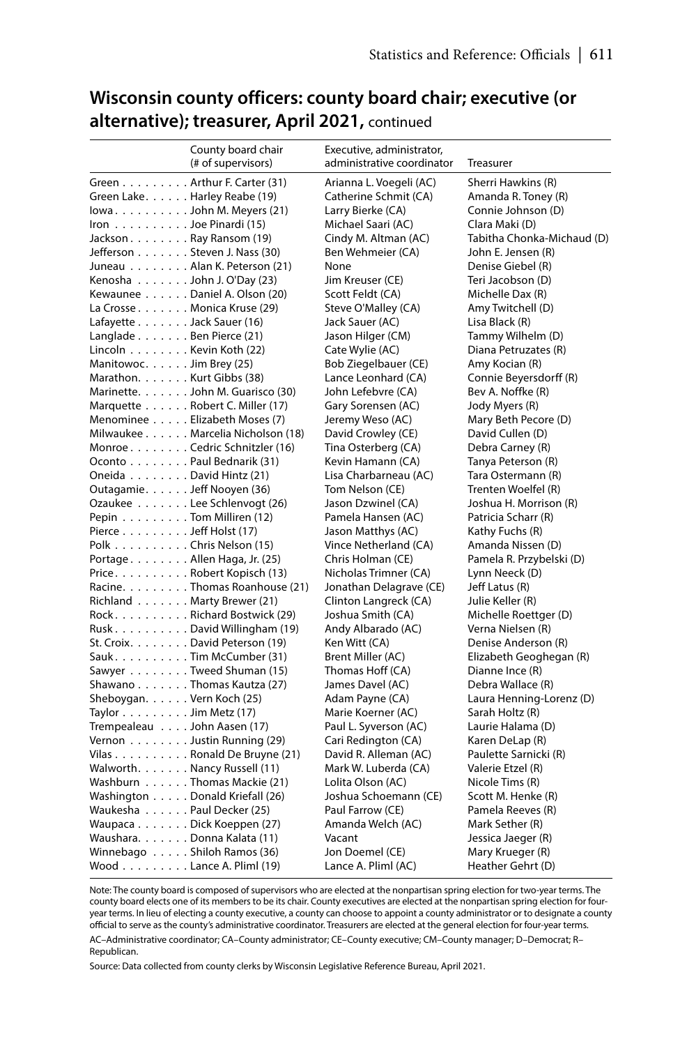## Wisconsin county officers: county board chair; executive (or alternative); treasurer, April 2021, continued

| | County board chair (# of supervisors) | Executive, administrator, administrative coordinator | Treasurer |
|---|---|---|---|
| Green | Arthur F. Carter (31) | Arianna L. Voegeli (AC) | Sherri Hawkins (R) |
| Green Lake | Harley Reabe (19) | Catherine Schmit (CA) | Amanda R. Toney (R) |
| Iowa | John M. Meyers (21) | Larry Bierke (CA) | Connie Johnson (D) |
| Iron | Joe Pinardi (15) | Michael Saari (AC) | Clara Maki (D) |
| Jackson | Ray Ransom (19) | Cindy M. Altman (AC) | Tabitha Chonka-Michaud (D) |
| Jefferson | Steven J. Nass (30) | Ben Wehmeier (CA) | John E. Jensen (R) |
| Juneau | Alan K. Peterson (21) | None | Denise Giebel (R) |
| Kenosha | John J. O'Day (23) | Jim Kreuser (CE) | Teri Jacobson (D) |
| Kewaunee | Daniel A. Olson (20) | Scott Feldt (CA) | Michelle Dax (R) |
| La Crosse | Monica Kruse (29) | Steve O'Malley (CA) | Amy Twitchell (D) |
| Lafayette | Jack Sauer (16) | Jack Sauer (AC) | Lisa Black (R) |
| Langlade | Ben Pierce (21) | Jason Hilger (CM) | Tammy Wilhelm (D) |
| Lincoln | Kevin Koth (22) | Cate Wylie (AC) | Diana Petruzates (R) |
| Manitowoc | Jim Brey (25) | Bob Ziegelbauer (CE) | Amy Kocian (R) |
| Marathon | Kurt Gibbs (38) | Lance Leonhard (CA) | Connie Beyersdorff (R) |
| Marinette | John M. Guarisco (30) | John Lefebvre (CA) | Bev A. Noffke (R) |
| Marquette | Robert C. Miller (17) | Gary Sorensen (AC) | Jody Myers (R) |
| Menominee | Elizabeth Moses (7) | Jeremy Weso (AC) | Mary Beth Pecore (D) |
| Milwaukee | Marcelia Nicholson (18) | David Crowley (CE) | David Cullen (D) |
| Monroe | Cedric Schnitzler (16) | Tina Osterberg (CA) | Debra Carney (R) |
| Oconto | Paul Bednarik (31) | Kevin Hamann (CA) | Tanya Peterson (R) |
| Oneida | David Hintz (21) | Lisa Charbarneau (AC) | Tara Ostermann (R) |
| Outagamie | Jeff Nooyen (36) | Tom Nelson (CE) | Trenten Woelfel (R) |
| Ozaukee | Lee Schlenvogt (26) | Jason Dzwinel (CA) | Joshua H. Morrison (R) |
| Pepin | Tom Milliren (12) | Pamela Hansen (AC) | Patricia Scharr (R) |
| Pierce | Jeff Holst (17) | Jason Matthys (AC) | Kathy Fuchs (R) |
| Polk | Chris Nelson (15) | Vince Netherland (CA) | Amanda Nissen (D) |
| Portage | Allen Haga, Jr. (25) | Chris Holman (CE) | Pamela R. Przybelski (D) |
| Price | Robert Kopisch (13) | Nicholas Trimner (CA) | Lynn Neeck (D) |
| Racine | Thomas Roanhouse (21) | Jonathan Delagrave (CE) | Jeff Latus (R) |
| Richland | Marty Brewer (21) | Clinton Langreck (CA) | Julie Keller (R) |
| Rock | Richard Bostwick (29) | Joshua Smith (CA) | Michelle Roettger (D) |
| Rusk | David Willingham (19) | Andy Albarado (AC) | Verna Nielsen (R) |
| St. Croix | David Peterson (19) | Ken Witt (CA) | Denise Anderson (R) |
| Sauk | Tim McCumber (31) | Brent Miller (AC) | Elizabeth Geoghegan (R) |
| Sawyer | Tweed Shuman (15) | Thomas Hoff (CA) | Dianne Ince (R) |
| Shawano | Thomas Kautza (27) | James Davel (AC) | Debra Wallace (R) |
| Sheboygan | Vern Koch (25) | Adam Payne (CA) | Laura Henning-Lorenz (D) |
| Taylor | Jim Metz (17) | Marie Koerner (AC) | Sarah Holtz (R) |
| Trempealeau | John Aasen (17) | Paul L. Syverson (AC) | Laurie Halama (D) |
| Vernon | Justin Running (29) | Cari Redington (CA) | Karen DeLap (R) |
| Vilas | Ronald De Bruyne (21) | David R. Alleman (AC) | Paulette Sarnicki (R) |
| Walworth | Nancy Russell (11) | Mark W. Luberda (CA) | Valerie Etzel (R) |
| Washburn | Thomas Mackie (21) | Lolita Olson (AC) | Nicole Tims (R) |
| Washington | Donald Kriefall (26) | Joshua Schoemann (CE) | Scott M. Henke (R) |
| Waukesha | Paul Decker (25) | Paul Farrow (CE) | Pamela Reeves (R) |
| Waupaca | Dick Koeppen (27) | Amanda Welch (AC) | Mark Sether (R) |
| Waushara | Donna Kalata (11) | Vacant | Jessica Jaeger (R) |
| Winnebago | Shiloh Ramos (36) | Jon Doemel (CE) | Mary Krueger (R) |
| Wood | Lance A. Pliml (19) | Lance A. Pliml (AC) | Heather Gehrt (D) |

Note: The county board is composed of supervisors who are elected at the nonpartisan spring election for two-year terms. The county board elects one of its members to be its chair. County executives are elected at the nonpartisan spring election for four-year terms. In lieu of electing a county executive, a county can choose to appoint a county administrator or to designate a county official to serve as the county's administrative coordinator. Treasurers are elected at the general election for four-year terms.

AC–Administrative coordinator; CA–County administrator; CE–County executive; CM–County manager; D–Democrat; R–Republican.

Source: Data collected from county clerks by Wisconsin Legislative Reference Bureau, April 2021.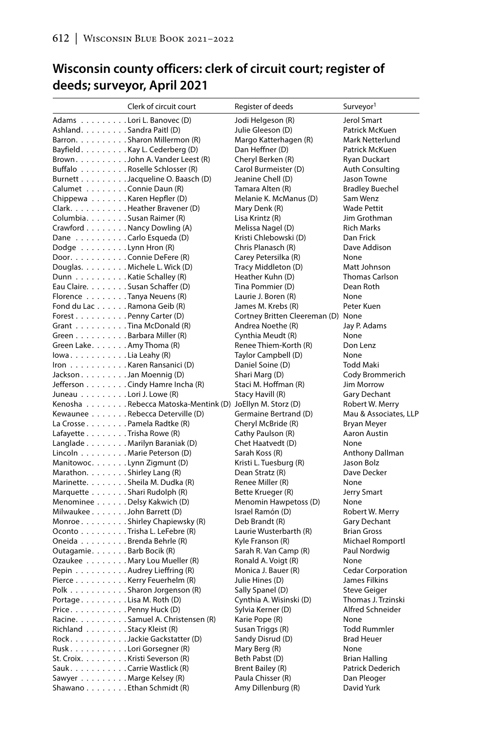## Wisconsin county officers: clerk of circuit court; register of deeds; surveyor, April 2021

| | Clerk of circuit court | Register of deeds | Surveyor[1] |
|---|---|---|---|
| Adams | Lori L. Banovec (D) | Jodi Helgeson (R) | Jerol Smart |
| Ashland | Sandra Paitl (D) | Julie Gleeson (D) | Patrick McKuen |
| Barron | Sharon Millermon (R) | Margo Katterhagen (R) | Mark Netterlund |
| Bayfield | Kay L. Cederberg (D) | Dan Heffner (D) | Patrick McKuen |
| Brown | John A. Vander Leest (R) | Cheryl Berken (R) | Ryan Duckart |
| Buffalo | Roselle Schlosser (R) | Carol Burmeister (D) | Auth Consulting |
| Burnett | Jacqueline O. Baasch (D) | Jeanine Chell (D) | Jason Towne |
| Calumet | Connie Daun (R) | Tamara Alten (R) | Bradley Buechel |
| Chippewa | Karen Hepfler (D) | Melanie K. McManus (D) | Sam Wenz |
| Clark | Heather Bravener (D) | Mary Denk (R) | Wade Pettit |
| Columbia | Susan Raimer (R) | Lisa Krintz (R) | Jim Grothman |
| Crawford | Nancy Dowling (A) | Melissa Nagel (D) | Rich Marks |
| Dane | Carlo Esqueda (D) | Kristi Chlebowski (D) | Dan Frick |
| Dodge | Lynn Hron (R) | Chris Planasch (R) | Dave Addison |
| Door | Connie DeFere (R) | Carey Petersilka (R) | None |
| Douglas | Michele L. Wick (D) | Tracy Middleton (D) | Matt Johnson |
| Dunn | Katie Schalley (R) | Heather Kuhn (D) | Thomas Carlson |
| Eau Claire | Susan Schaffer (D) | Tina Pommier (D) | Dean Roth |
| Florence | Tanya Neuens (R) | Laurie J. Boren (R) | None |
| Fond du Lac | Ramona Geib (R) | James M. Krebs (R) | Peter Kuen |
| Forest | Penny Carter (D) | Cortney Britten Cleereman (D) | None |
| Grant | Tina McDonald (R) | Andrea Noethe (R) | Jay P. Adams |
| Green | Barbara Miller (R) | Cynthia Meudt (R) | None |
| Green Lake | Amy Thoma (R) | Renee Thiem-Korth (R) | Don Lenz |
| Iowa | Lia Leahy (R) | Taylor Campbell (D) | None |
| Iron | Karen Ransanici (D) | Daniel Soine (D) | Todd Maki |
| Jackson | Jan Moennig (D) | Shari Marg (D) | Cody Brommerich |
| Jefferson | Cindy Hamre Incha (R) | Staci M. Hoffman (R) | Jim Morrow |
| Juneau | Lori J. Lowe (R) | Stacy Havill (R) | Gary Dechant |
| Kenosha | Rebecca Matoska-Mentink (D) | JoEllyn M. Storz (D) | Robert W. Merry |
| Kewaunee | Rebecca Deterville (D) | Germaine Bertrand (D) | Mau & Associates, LLP |
| La Crosse | Pamela Radtke (R) | Cheryl McBride (R) | Bryan Meyer |
| Lafayette | Trisha Rowe (R) | Cathy Paulson (R) | Aaron Austin |
| Langlade | Marilyn Baraniak (D) | Chet Haatvedt (D) | None |
| Lincoln | Marie Peterson (D) | Sarah Koss (R) | Anthony Dallman |
| Manitowoc | Lynn Zigmunt (D) | Kristi L. Tuesburg (R) | Jason Bolz |
| Marathon | Shirley Lang (R) | Dean Stratz (R) | Dave Decker |
| Marinette | Sheila M. Dudka (R) | Renee Miller (R) | None |
| Marquette | Shari Rudolph (R) | Bette Krueger (R) | Jerry Smart |
| Menominee | Delsy Kakwich (D) | Menomin Hawpetoss (D) | None |
| Milwaukee | John Barrett (D) | Israel Ramón (D) | Robert W. Merry |
| Monroe | Shirley Chapiewsky (R) | Deb Brandt (R) | Gary Dechant |
| Oconto | Trisha L. LeFebre (R) | Laurie Wusterbarth (R) | Brian Gross |
| Oneida | Brenda Behrle (R) | Kyle Franson (R) | Michael Romportl |
| Outagamie | Barb Bocik (R) | Sarah R. Van Camp (R) | Paul Nordwig |
| Ozaukee | Mary Lou Mueller (R) | Ronald A. Voigt (R) | None |
| Pepin | Audrey Lieffring (R) | Monica J. Bauer (R) | Cedar Corporation |
| Pierce | Kerry Feuerhelm (R) | Julie Hines (D) | James Filkins |
| Polk | Sharon Jorgenson (R) | Sally Spanel (D) | Steve Geiger |
| Portage | Lisa M. Roth (D) | Cynthia A. Wisinski (D) | Thomas J. Trzinski |
| Price | Penny Huck (D) | Sylvia Kerner (D) | Alfred Schneider |
| Racine | Samuel A. Christensen (R) | Karie Pope (R) | None |
| Richland | Stacy Kleist (R) | Susan Triggs (R) | Todd Rummler |
| Rock | Jackie Gackstatter (D) | Sandy Disrud (D) | Brad Heuer |
| Rusk | Lori Gorsegner (R) | Mary Berg (R) | None |
| St. Croix | Kristi Severson (R) | Beth Pabst (D) | Brian Halling |
| Sauk | Carrie Wastlick (R) | Brent Bailey (R) | Patrick Dederich |
| Sawyer | Marge Kelsey (R) | Paula Chisser (R) | Dan Pleoger |
| Shawano | Ethan Schmidt (R) | Amy Dillenburg (R) | David Yurk |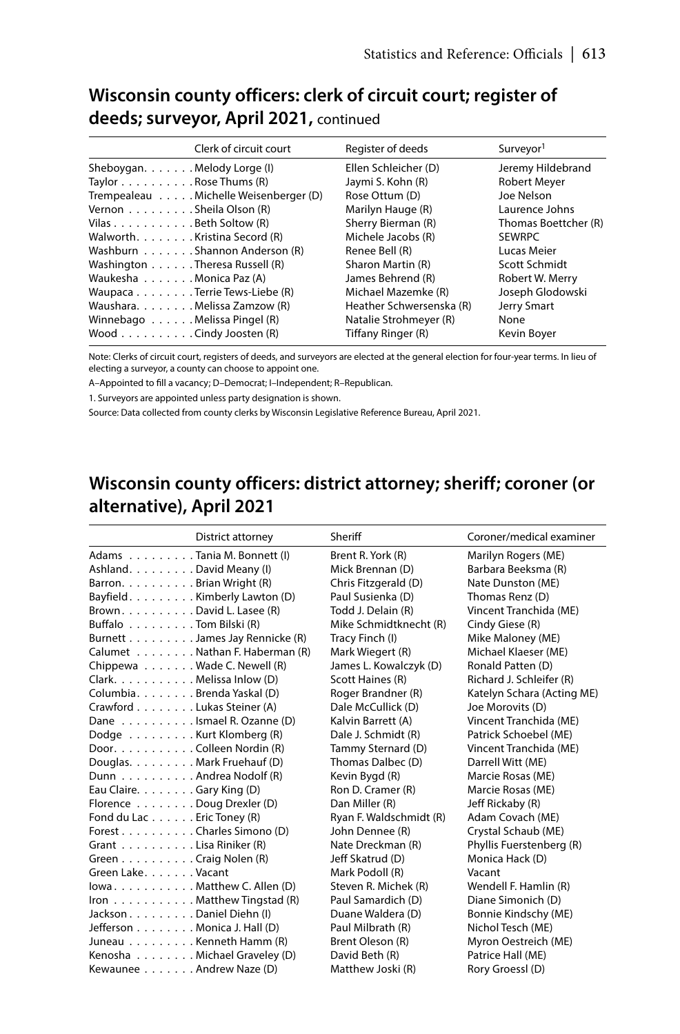## Wisconsin county officers: clerk of circuit court; register of deeds; surveyor, April 2021, continued

| | Clerk of circuit court | Register of deeds | Surveyor[1] |
|---|---|---|---|
| Sheboygan | Melody Lorge (I) | Ellen Schleicher (D) | Jeremy Hildebrand |
| Taylor | Rose Thums (R) | Jaymi S. Kohn (R) | Robert Meyer |
| Trempealeau | Michelle Weisenberger (D) | Rose Ottum (D) | Joe Nelson |
| Vernon | Sheila Olson (R) | Marilyn Hauge (R) | Laurence Johns |
| Vilas | Beth Soltow (R) | Sherry Bierman (R) | Thomas Boettcher (R) |
| Walworth | Kristina Secord (R) | Michele Jacobs (R) | SEWRPC |
| Washburn | Shannon Anderson (R) | Renee Bell (R) | Lucas Meier |
| Washington | Theresa Russell (R) | Sharon Martin (R) | Scott Schmidt |
| Waukesha | Monica Paz (A) | James Behrend (R) | Robert W. Merry |
| Waupaca | Terrie Tews-Liebe (R) | Michael Mazemke (R) | Joseph Glodowski |
| Waushara | Melissa Zamzow (R) | Heather Schwersenska (R) | Jerry Smart |
| Winnebago | Melissa Pingel (R) | Natalie Strohmeyer (R) | None |
| Wood | Cindy Joosten (R) | Tiffany Ringer (R) | Kevin Boyer |

Note: Clerks of circuit court, registers of deeds, and surveyors are elected at the general election for four-year terms. In lieu of electing a surveyor, a county can choose to appoint one.

A–Appointed to fill a vacancy; D–Democrat; I–Independent; R–Republican.

1. Surveyors are appointed unless party designation is shown.

Source: Data collected from county clerks by Wisconsin Legislative Reference Bureau, April 2021.

## Wisconsin county officers: district attorney; sheriff; coroner (or alternative), April 2021

| | District attorney | Sheriff | Coroner/medical examiner |
|---|---|---|---|
| Adams | Tania M. Bonnett (I) | Brent R. York (R) | Marilyn Rogers (ME) |
| Ashland | David Meany (I) | Mick Brennan (D) | Barbara Beeksma (R) |
| Barron | Brian Wright (R) | Chris Fitzgerald (D) | Nate Dunston (ME) |
| Bayfield | Kimberly Lawton (D) | Paul Susienka (D) | Thomas Renz (D) |
| Brown | David L. Lasee (R) | Todd J. Delain (R) | Vincent Tranchida (ME) |
| Buffalo | Tom Bilski (R) | Mike Schmidtknecht (R) | Cindy Giese (R) |
| Burnett | James Jay Rennicke (R) | Tracy Finch (I) | Mike Maloney (ME) |
| Calumet | Nathan F. Haberman (R) | Mark Wiegert (R) | Michael Klaeser (ME) |
| Chippewa | Wade C. Newell (R) | James L. Kowalczyk (D) | Ronald Patten (D) |
| Clark | Melissa Inlow (D) | Scott Haines (R) | Richard J. Schleifer (R) |
| Columbia | Brenda Yaskal (D) | Roger Brandner (R) | Katelyn Schara (Acting ME) |
| Crawford | Lukas Steiner (A) | Dale McCullick (D) | Joe Morovits (D) |
| Dane | Ismael R. Ozanne (D) | Kalvin Barrett (A) | Vincent Tranchida (ME) |
| Dodge | Kurt Klomberg (R) | Dale J. Schmidt (R) | Patrick Schoebel (ME) |
| Door | Colleen Nordin (R) | Tammy Sternard (D) | Vincent Tranchida (ME) |
| Douglas | Mark Fruehauf (D) | Thomas Dalbec (D) | Darrell Witt (ME) |
| Dunn | Andrea Nodolf (R) | Kevin Bygd (R) | Marcie Rosas (ME) |
| Eau Claire | Gary King (D) | Ron D. Cramer (R) | Marcie Rosas (ME) |
| Florence | Doug Drexler (D) | Dan Miller (R) | Jeff Rickaby (R) |
| Fond du Lac | Eric Toney (R) | Ryan F. Waldschmidt (R) | Adam Covach (ME) |
| Forest | Charles Simono (D) | John Dennee (R) | Crystal Schaub (ME) |
| Grant | Lisa Riniker (R) | Nate Dreckman (R) | Phyllis Fuerstenberg (R) |
| Green | Craig Nolen (R) | Jeff Skatrud (D) | Monica Hack (D) |
| Green Lake | Vacant | Mark Podoll (R) | Vacant |
| Iowa | Matthew C. Allen (D) | Steven R. Michek (R) | Wendell F. Hamlin (R) |
| Iron | Matthew Tingstad (R) | Paul Samardich (D) | Diane Simonich (D) |
| Jackson | Daniel Diehn (I) | Duane Waldera (D) | Bonnie Kindschy (ME) |
| Jefferson | Monica J. Hall (D) | Paul Milbrath (R) | Nichol Tesch (ME) |
| Juneau | Kenneth Hamm (R) | Brent Oleson (R) | Myron Oestreich (ME) |
| Kenosha | Michael Graveley (D) | David Beth (R) | Patrice Hall (ME) |
| Kewaunee | Andrew Naze (D) | Matthew Joski (R) | Rory Groessl (D) |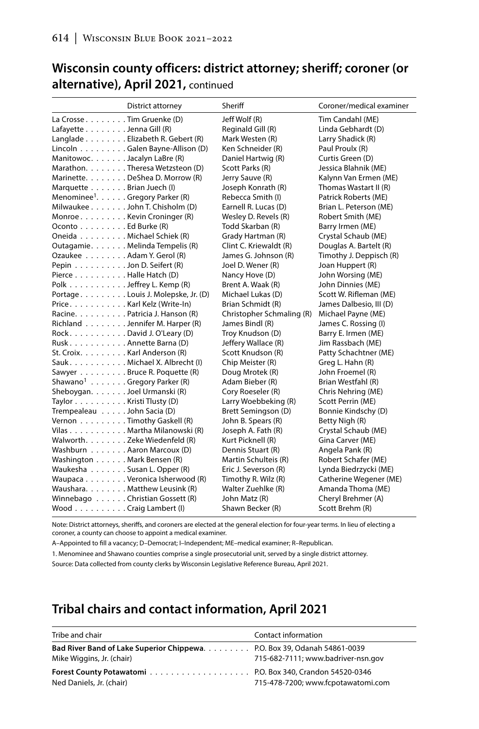## Wisconsin county officers: district attorney; sheriff; coroner (or alternative), April 2021, continued

| | District attorney | Sheriff | Coroner/medical examiner |
|---|---|---|---|
| La Crosse | Tim Gruenke (D) | Jeff Wolf (R) | Tim Candahl (ME) |
| Lafayette | Jenna Gill (R) | Reginald Gill (R) | Linda Gebhardt (D) |
| Langlade | Elizabeth R. Gebert (R) | Mark Westen (R) | Larry Shadick (R) |
| Lincoln | Galen Bayne-Allison (D) | Ken Schneider (R) | Paul Proulx (R) |
| Manitowoc | Jacalyn LaBre (R) | Daniel Hartwig (R) | Curtis Green (D) |
| Marathon | Theresa Wetzsteon (D) | Scott Parks (R) | Jessica Blahnik (ME) |
| Marinette | DeShea D. Morrow (R) | Jerry Sauve (R) | Kalynn Van Ermen (ME) |
| Marquette | Brian Juech (I) | Joseph Konrath (R) | Thomas Wastart II (R) |
| Menominee[1] | Gregory Parker (R) | Rebecca Smith (I) | Patrick Roberts (ME) |
| Milwaukee | John T. Chisholm (D) | Earnell R. Lucas (D) | Brian L. Peterson (ME) |
| Monroe | Kevin Croninger (R) | Wesley D. Revels (R) | Robert Smith (ME) |
| Oconto | Ed Burke (R) | Todd Skarban (R) | Barry Irmen (ME) |
| Oneida | Michael Schiek (R) | Grady Hartman (R) | Crystal Schaub (ME) |
| Outagamie | Melinda Tempelis (R) | Clint C. Kriewaldt (R) | Douglas A. Bartelt (R) |
| Ozaukee | Adam Y. Gerol (R) | James G. Johnson (R) | Timothy J. Deppisch (R) |
| Pepin | Jon D. Seifert (R) | Joel D. Wener (R) | Joan Huppert (R) |
| Pierce | Halle Hatch (D) | Nancy Hove (D) | John Worsing (ME) |
| Polk | Jeffrey L. Kemp (R) | Brent A. Waak (R) | John Dinnies (ME) |
| Portage | Louis J. Molepske, Jr. (D) | Michael Lukas (D) | Scott W. Rifleman (ME) |
| Price | Karl Kelz (Write-In) | Brian Schmidt (R) | James Dalbesio, III (D) |
| Racine | Patricia J. Hanson (R) | Christopher Schmaling (R) | Michael Payne (ME) |
| Richland | Jennifer M. Harper (R) | James Bindl (R) | James C. Rossing (I) |
| Rock | David J. O'Leary (D) | Troy Knudson (D) | Barry E. Irmen (ME) |
| Rusk | Annette Barna (D) | Jeffery Wallace (R) | Jim Rassbach (ME) |
| St. Croix | Karl Anderson (R) | Scott Knudson (R) | Patty Schachtner (ME) |
| Sauk | Michael X. Albrecht (I) | Chip Meister (R) | Greg L. Hahn (R) |
| Sawyer | Bruce R. Poquette (R) | Doug Mrotek (R) | John Froemel (R) |
| Shawano[1] | Gregory Parker (R) | Adam Bieber (R) | Brian Westfahl (R) |
| Sheboygan | Joel Urmanski (R) | Cory Roeseler (R) | Chris Nehring (ME) |
| Taylor | Kristi Tlusty (D) | Larry Woebbeking (R) | Scott Perrin (ME) |
| Trempealeau | John Sacia (D) | Brett Semingson (D) | Bonnie Kindschy (D) |
| Vernon | Timothy Gaskell (R) | John B. Spears (R) | Betty Nigh (R) |
| Vilas | Martha Milanowski (R) | Joseph A. Fath (R) | Crystal Schaub (ME) |
| Walworth | Zeke Wiedenfeld (R) | Kurt Picknell (R) | Gina Carver (ME) |
| Washburn | Aaron Marcoux (D) | Dennis Stuart (R) | Angela Pank (R) |
| Washington | Mark Bensen (R) | Martin Schulteis (R) | Robert Schafer (ME) |
| Waukesha | Susan L. Opper (R) | Eric J. Severson (R) | Lynda Biedrzycki (ME) |
| Waupaca | Veronica Isherwood (R) | Timothy R. Wilz (R) | Catherine Wegener (ME) |
| Waushara | Matthew Leusink (R) | Walter Zuehlke (R) | Amanda Thoma (ME) |
| Winnebago | Christian Gossett (R) | John Matz (R) | Cheryl Brehmer (A) |
| Wood | Craig Lambert (I) | Shawn Becker (R) | Scott Brehm (R) |

Note: District attorneys, sheriffs, and coroners are elected at the general election for four-year terms. In lieu of electing a coroner, a county can choose to appoint a medical examiner.

A–Appointed to fill a vacancy; D–Democrat; I–Independent; ME–medical examiner; R–Republican.

1. Menominee and Shawano counties comprise a single prosecutorial unit, served by a single district attorney.

Source: Data collected from county clerks by Wisconsin Legislative Reference Bureau, April 2021.

## Tribal chairs and contact information, April 2021

| Tribe and chair | Contact information |
|---|---|
| **Bad River Band of Lake Superior Chippewa** | P.O. Box 39, Odanah 54861-0039 |
| Mike Wiggins, Jr. (chair) | 715-682-7111; www.badriver-nsn.gov |
| **Forest County Potawatomi** | P.O. Box 340, Crandon 54520-0346 |
| Ned Daniels, Jr. (chair) | 715-478-7200; www.fcpotawatomi.com |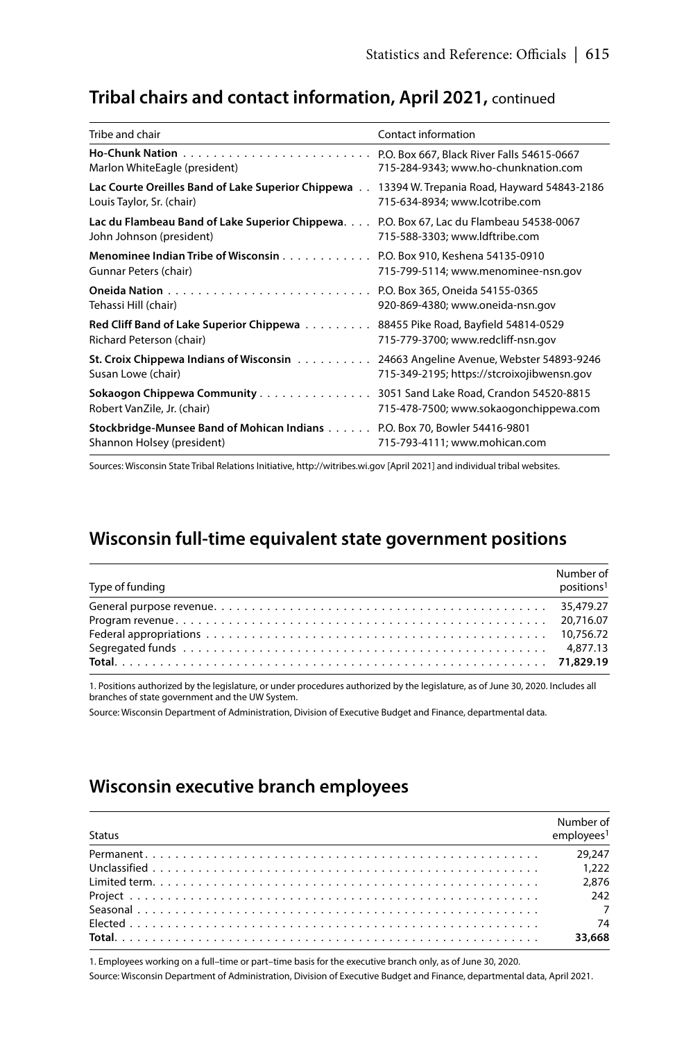## Tribal chairs and contact information, April 2021, continued

| Tribe and chair | Contact information |
|---|---|
| **Ho-Chunk Nation**<br>Marlon WhiteEagle (president) | P.O. Box 667, Black River Falls 54615-0667<br>715-284-9343; www.ho-chunknation.com |
| **Lac Courte Oreilles Band of Lake Superior Chippewa**<br>Louis Taylor, Sr. (chair) | 13394 W. Trepania Road, Hayward 54843-2186<br>715-634-8934; www.lcotribe.com |
| **Lac du Flambeau Band of Lake Superior Chippewa**<br>John Johnson (president) | P.O. Box 67, Lac du Flambeau 54538-0067<br>715-588-3303; www.ldftribe.com |
| **Menominee Indian Tribe of Wisconsin**<br>Gunnar Peters (chair) | P.O. Box 910, Keshena 54135-0910<br>715-799-5114; www.menominee-nsn.gov |
| **Oneida Nation**<br>Tehassi Hill (chair) | P.O. Box 365, Oneida 54155-0365<br>920-869-4380; www.oneida-nsn.gov |
| **Red Cliff Band of Lake Superior Chippewa**<br>Richard Peterson (chair) | 88455 Pike Road, Bayfield 54814-0529<br>715-779-3700; www.redcliff-nsn.gov |
| **St. Croix Chippewa Indians of Wisconsin**<br>Susan Lowe (chair) | 24663 Angeline Avenue, Webster 54893-9246<br>715-349-2195; https://stcroixojibwensn.gov |
| **Sokaogon Chippewa Community**<br>Robert VanZile, Jr. (chair) | 3051 Sand Lake Road, Crandon 54520-8815<br>715-478-7500; www.sokaogonchippewa.com |
| **Stockbridge-Munsee Band of Mohican Indians**<br>Shannon Holsey (president) | P.O. Box 70, Bowler 54416-9801<br>715-793-4111; www.mohican.com |

Sources: Wisconsin State Tribal Relations Initiative, http://witribes.wi.gov [April 2021] and individual tribal websites.

## Wisconsin full-time equivalent state government positions

| Type of funding | Number of positions[1] |
|---|---|
| General purpose revenue | 35,479.27 |
| Program revenue | 20,716.07 |
| Federal appropriations | 10,756.72 |
| Segregated funds | 4,877.13 |
| **Total** | **71,829.19** |

1. Positions authorized by the legislature, or under procedures authorized by the legislature, as of June 30, 2020. Includes all branches of state government and the UW System.

Source: Wisconsin Department of Administration, Division of Executive Budget and Finance, departmental data.

## Wisconsin executive branch employees

| Status | Number of employees[1] |
|---|---|
| Permanent | 29,247 |
| Unclassified | 1,222 |
| Limited term | 2,876 |
| Project | 242 |
| Seasonal | 7 |
| Elected | 74 |
| **Total** | **33,668** |

1. Employees working on a full–time or part–time basis for the executive branch only, as of June 30, 2020.

Source: Wisconsin Department of Administration, Division of Executive Budget and Finance, departmental data, April 2021.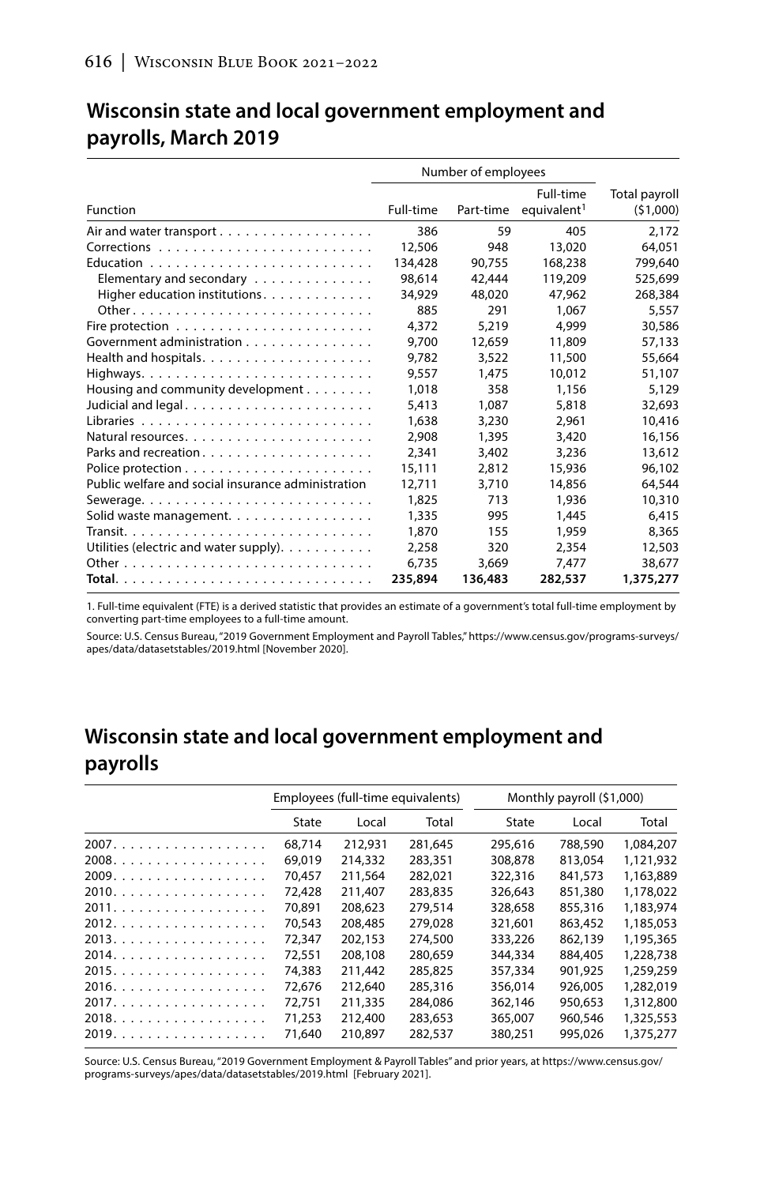## Wisconsin state and local government employment and payrolls, March 2019

| | Number of employees | | | |
|---|---|---|---|---|
| Function | Full-time | Part-time | Full-time equivalent[1] | Total payroll ($1,000) |
| Air and water transport | 386 | 59 | 405 | 2,172 |
| Corrections | 12,506 | 948 | 13,020 | 64,051 |
| Education | 134,428 | 90,755 | 168,238 | 799,640 |
| Elementary and secondary | 98,614 | 42,444 | 119,209 | 525,699 |
| Higher education institutions | 34,929 | 48,020 | 47,962 | 268,384 |
| Other | 885 | 291 | 1,067 | 5,557 |
| Fire protection | 4,372 | 5,219 | 4,999 | 30,586 |
| Government administration | 9,700 | 12,659 | 11,809 | 57,133 |
| Health and hospitals | 9,782 | 3,522 | 11,500 | 55,664 |
| Highways | 9,557 | 1,475 | 10,012 | 51,107 |
| Housing and community development | 1,018 | 358 | 1,156 | 5,129 |
| Judicial and legal | 5,413 | 1,087 | 5,818 | 32,693 |
| Libraries | 1,638 | 3,230 | 2,961 | 10,416 |
| Natural resources | 2,908 | 1,395 | 3,420 | 16,156 |
| Parks and recreation | 2,341 | 3,402 | 3,236 | 13,612 |
| Police protection | 15,111 | 2,812 | 15,936 | 96,102 |
| Public welfare and social insurance administration | 12,711 | 3,710 | 14,856 | 64,544 |
| Sewerage | 1,825 | 713 | 1,936 | 10,310 |
| Solid waste management | 1,335 | 995 | 1,445 | 6,415 |
| Transit | 1,870 | 155 | 1,959 | 8,365 |
| Utilities (electric and water supply) | 2,258 | 320 | 2,354 | 12,503 |
| Other | 6,735 | 3,669 | 7,477 | 38,677 |
| **Total** | **235,894** | **136,483** | **282,537** | **1,375,277** |

1. Full-time equivalent (FTE) is a derived statistic that provides an estimate of a government's total full-time employment by converting part-time employees to a full-time amount.

Source: U.S. Census Bureau, "2019 Government Employment and Payroll Tables," https://www.census.gov/programs-surveys/apes/data/datasetstables/2019.html [November 2020].

## Wisconsin state and local government employment and payrolls

| | Employees (full-time equivalents) | | | Monthly payroll ($1,000) | | |
|---|---|---|---|---|---|---|
| | State | Local | Total | State | Local | Total |
| 2007 | 68,714 | 212,931 | 281,645 | 295,616 | 788,590 | 1,084,207 |
| 2008 | 69,019 | 214,332 | 283,351 | 308,878 | 813,054 | 1,121,932 |
| 2009 | 70,457 | 211,564 | 282,021 | 322,316 | 841,573 | 1,163,889 |
| 2010 | 72,428 | 211,407 | 283,835 | 326,643 | 851,380 | 1,178,022 |
| 2011 | 70,891 | 208,623 | 279,514 | 328,658 | 855,316 | 1,183,974 |
| 2012 | 70,543 | 208,485 | 279,028 | 321,601 | 863,452 | 1,185,053 |
| 2013 | 72,347 | 202,153 | 274,500 | 333,226 | 862,139 | 1,195,365 |
| 2014 | 72,551 | 208,108 | 280,659 | 344,334 | 884,405 | 1,228,738 |
| 2015 | 74,383 | 211,442 | 285,825 | 357,334 | 901,925 | 1,259,259 |
| 2016 | 72,676 | 212,640 | 285,316 | 356,014 | 926,005 | 1,282,019 |
| 2017 | 72,751 | 211,335 | 284,086 | 362,146 | 950,653 | 1,312,800 |
| 2018 | 71,253 | 212,400 | 283,653 | 365,007 | 960,546 | 1,325,553 |
| 2019 | 71,640 | 210,897 | 282,537 | 380,251 | 995,026 | 1,375,277 |

Source: U.S. Census Bureau, "2019 Government Employment & Payroll Tables" and prior years, at https://www.census.gov/programs-surveys/apes/data/datasetstables/2019.html [February 2021].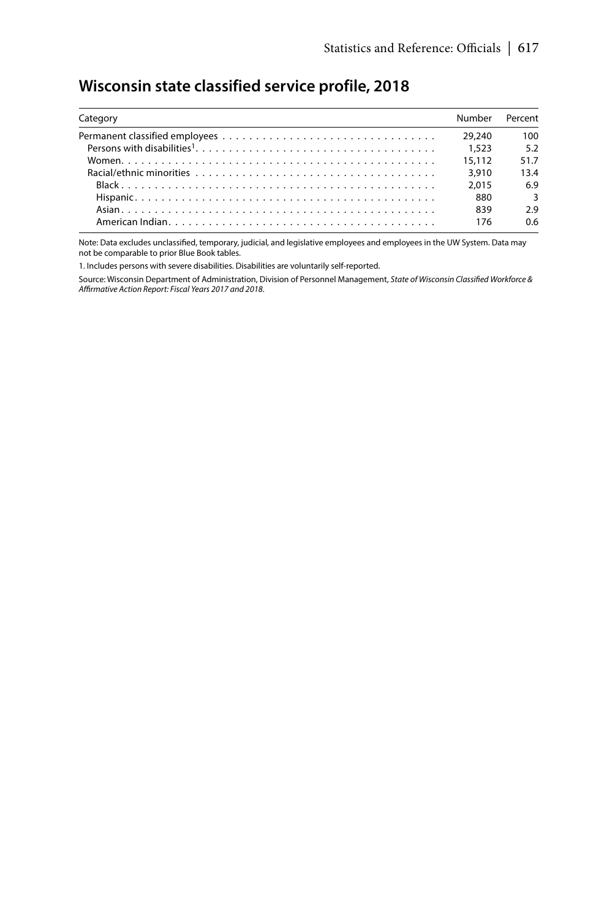## Wisconsin state classified service profile, 2018

| Category | Number | Percent |
|---|---|---|
| Permanent classified employees | 29,240 | 100 |
| Persons with disabilities[1] | 1,523 | 5.2 |
| Women | 15,112 | 51.7 |
| Racial/ethnic minorities | 3,910 | 13.4 |
| Black | 2,015 | 6.9 |
| Hispanic | 880 | 3 |
| Asian | 839 | 2.9 |
| American Indian | 176 | 0.6 |

Note: Data excludes unclassified, temporary, judicial, and legislative employees and employees in the UW System. Data may not be comparable to prior Blue Book tables.

1. Includes persons with severe disabilities. Disabilities are voluntarily self-reported.

Source: Wisconsin Department of Administration, Division of Personnel Management, *State of Wisconsin Classified Workforce & Affirmative Action Report: Fiscal Years 2017 and 2018*.